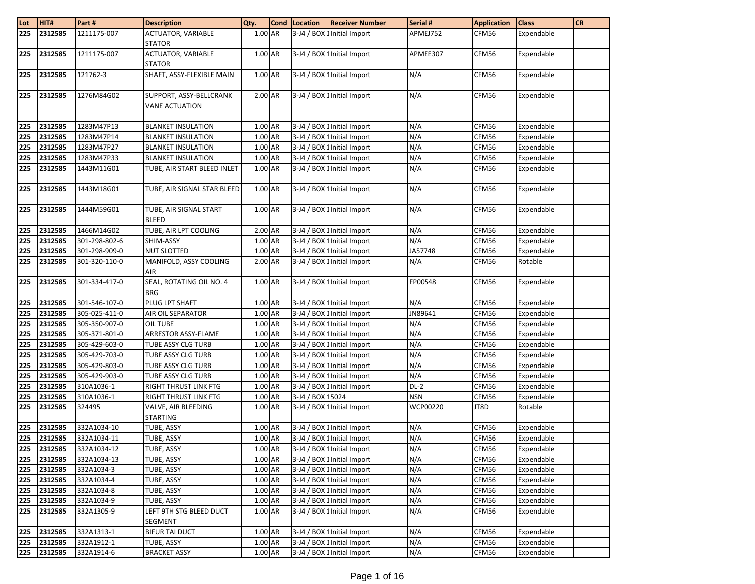| Lot | HIT# | Part # | Description | Qty. | Cond | Location | Receiver Number | Serial # | Application | Class | CR |
|---|---|---|---|---|---|---|---|---|---|---|---|
| 225 | 2312585 | 1211175-007 | ACTUATOR, VARIABLE STATOR | 1.00 | AR | 3-J4 / BOX 1 | Initial Import | APMEJ752 | CFM56 | Expendable | |
| 225 | 2312585 | 1211175-007 | ACTUATOR, VARIABLE STATOR | 1.00 | AR | 3-J4 / BOX 1 | Initial Import | APMEE307 | CFM56 | Expendable | |
| 225 | 2312585 | 121762-3 | SHAFT, ASSY-FLEXIBLE MAIN | 1.00 | AR | 3-J4 / BOX 1 | Initial Import | N/A | CFM56 | Expendable | |
| 225 | 2312585 | 1276M84G02 | SUPPORT, ASSY-BELLCRANK VANE ACTUATION | 2.00 | AR | 3-J4 / BOX 1 | Initial Import | N/A | CFM56 | Expendable | |
| 225 | 2312585 | 1283M47P13 | BLANKET INSULATION | 1.00 | AR | 3-J4 / BOX 1 | Initial Import | N/A | CFM56 | Expendable | |
| 225 | 2312585 | 1283M47P14 | BLANKET INSULATION | 1.00 | AR | 3-J4 / BOX 1 | Initial Import | N/A | CFM56 | Expendable | |
| 225 | 2312585 | 1283M47P27 | BLANKET INSULATION | 1.00 | AR | 3-J4 / BOX 1 | Initial Import | N/A | CFM56 | Expendable | |
| 225 | 2312585 | 1283M47P33 | BLANKET INSULATION | 1.00 | AR | 3-J4 / BOX 1 | Initial Import | N/A | CFM56 | Expendable | |
| 225 | 2312585 | 1443M11G01 | TUBE, AIR START BLEED INLET | 1.00 | AR | 3-J4 / BOX 1 | Initial Import | N/A | CFM56 | Expendable | |
| 225 | 2312585 | 1443M18G01 | TUBE, AIR SIGNAL STAR BLEED | 1.00 | AR | 3-J4 / BOX 1 | Initial Import | N/A | CFM56 | Expendable | |
| 225 | 2312585 | 1444M59G01 | TUBE, AIR SIGNAL START BLEED | 1.00 | AR | 3-J4 / BOX 1 | Initial Import | N/A | CFM56 | Expendable | |
| 225 | 2312585 | 1466M14G02 | TUBE, AIR LPT COOLING | 2.00 | AR | 3-J4 / BOX 1 | Initial Import | N/A | CFM56 | Expendable | |
| 225 | 2312585 | 301-298-802-6 | SHIM-ASSY | 1.00 | AR | 3-J4 / BOX 1 | Initial Import | N/A | CFM56 | Expendable | |
| 225 | 2312585 | 301-298-909-0 | NUT SLOTTED | 1.00 | AR | 3-J4 / BOX 1 | Initial Import | JA57748 | CFM56 | Expendable | |
| 225 | 2312585 | 301-320-110-0 | MANIFOLD, ASSY COOLING AIR | 2.00 | AR | 3-J4 / BOX 1 | Initial Import | N/A | CFM56 | Rotable | |
| 225 | 2312585 | 301-334-417-0 | SEAL, ROTATING OIL NO. 4 BRG | 1.00 | AR | 3-J4 / BOX 1 | Initial Import | FP00548 | CFM56 | Expendable | |
| 225 | 2312585 | 301-546-107-0 | PLUG LPT SHAFT | 1.00 | AR | 3-J4 / BOX 1 | Initial Import | N/A | CFM56 | Expendable | |
| 225 | 2312585 | 305-025-411-0 | AIR OIL SEPARATOR | 1.00 | AR | 3-J4 / BOX 1 | Initial Import | JN89641 | CFM56 | Expendable | |
| 225 | 2312585 | 305-350-907-0 | OIL TUBE | 1.00 | AR | 3-J4 / BOX 1 | Initial Import | N/A | CFM56 | Expendable | |
| 225 | 2312585 | 305-371-801-0 | ARRESTOR ASSY-FLAME | 1.00 | AR | 3-J4 / BOX 1 | Initial Import | N/A | CFM56 | Expendable | |
| 225 | 2312585 | 305-429-603-0 | TUBE ASSY CLG TURB | 1.00 | AR | 3-J4 / BOX 1 | Initial Import | N/A | CFM56 | Expendable | |
| 225 | 2312585 | 305-429-703-0 | TUBE ASSY CLG TURB | 1.00 | AR | 3-J4 / BOX 1 | Initial Import | N/A | CFM56 | Expendable | |
| 225 | 2312585 | 305-429-803-0 | TUBE ASSY CLG TURB | 1.00 | AR | 3-J4 / BOX 1 | Initial Import | N/A | CFM56 | Expendable | |
| 225 | 2312585 | 305-429-903-0 | TUBE ASSY CLG TURB | 1.00 | AR | 3-J4 / BOX 1 | Initial Import | N/A | CFM56 | Expendable | |
| 225 | 2312585 | 310A1036-1 | RIGHT THRUST LINK FTG | 1.00 | AR | 3-J4 / BOX 1 | Initial Import | DL-2 | CFM56 | Expendable | |
| 225 | 2312585 | 310A1036-1 | RIGHT THRUST LINK FTG | 1.00 | AR | 3-J4 / BOX 1 | 5024 | NSN | CFM56 | Expendable | |
| 225 | 2312585 | 324495 | VALVE, AIR BLEEDING STARTING | 1.00 | AR | 3-J4 / BOX 1 | Initial Import | WCP00220 | JT8D | Rotable | |
| 225 | 2312585 | 332A1034-10 | TUBE, ASSY | 1.00 | AR | 3-J4 / BOX 1 | Initial Import | N/A | CFM56 | Expendable | |
| 225 | 2312585 | 332A1034-11 | TUBE, ASSY | 1.00 | AR | 3-J4 / BOX 1 | Initial Import | N/A | CFM56 | Expendable | |
| 225 | 2312585 | 332A1034-12 | TUBE, ASSY | 1.00 | AR | 3-J4 / BOX 1 | Initial Import | N/A | CFM56 | Expendable | |
| 225 | 2312585 | 332A1034-13 | TUBE, ASSY | 1.00 | AR | 3-J4 / BOX 1 | Initial Import | N/A | CFM56 | Expendable | |
| 225 | 2312585 | 332A1034-3 | TUBE, ASSY | 1.00 | AR | 3-J4 / BOX 1 | Initial Import | N/A | CFM56 | Expendable | |
| 225 | 2312585 | 332A1034-4 | TUBE, ASSY | 1.00 | AR | 3-J4 / BOX 1 | Initial Import | N/A | CFM56 | Expendable | |
| 225 | 2312585 | 332A1034-8 | TUBE, ASSY | 1.00 | AR | 3-J4 / BOX 1 | Initial Import | N/A | CFM56 | Expendable | |
| 225 | 2312585 | 332A1034-9 | TUBE, ASSY | 1.00 | AR | 3-J4 / BOX 1 | Initial Import | N/A | CFM56 | Expendable | |
| 225 | 2312585 | 332A1305-9 | LEFT 9TH STG BLEED DUCT SEGMENT | 1.00 | AR | 3-J4 / BOX 1 | Initial Import | N/A | CFM56 | Expendable | |
| 225 | 2312585 | 332A1313-1 | BIFUR TAI DUCT | 1.00 | AR | 3-J4 / BOX 1 | Initial Import | N/A | CFM56 | Expendable | |
| 225 | 2312585 | 332A1912-1 | TUBE, ASSY | 1.00 | AR | 3-J4 / BOX 1 | Initial Import | N/A | CFM56 | Expendable | |
| 225 | 2312585 | 332A1914-6 | BRACKET ASSY | 1.00 | AR | 3-J4 / BOX 1 | Initial Import | N/A | CFM56 | Expendable | |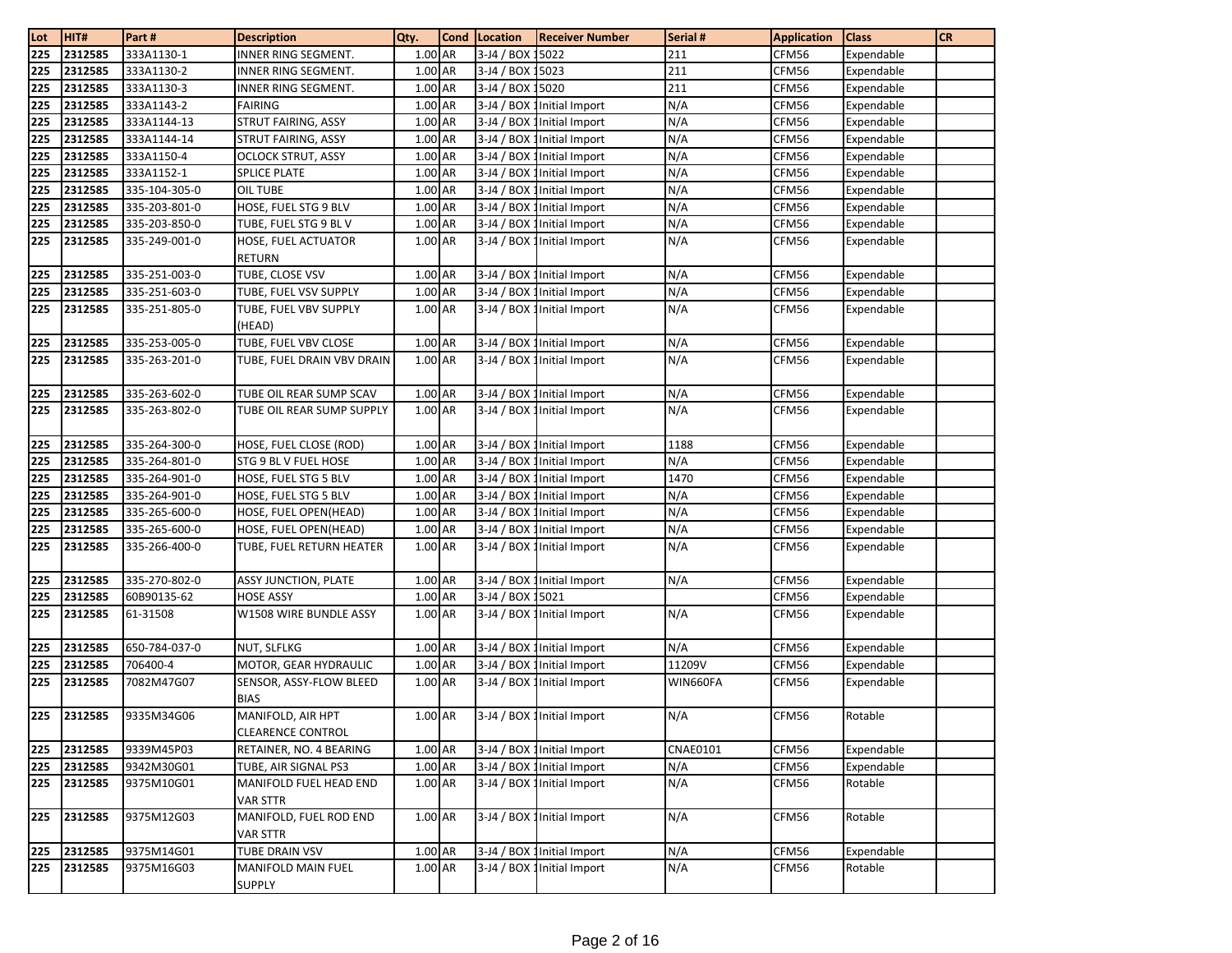| Lot | HIT# | Part # | Description | Qty. | Cond | Location | Receiver Number | Serial # | Application | Class | CR |
|---|---|---|---|---|---|---|---|---|---|---|---|
| 225 | 2312585 | 333A1130-1 | INNER RING SEGMENT. | 1.00 | AR | 3-J4 / BOX 1 | 5022 | 211 | CFM56 | Expendable | |
| 225 | 2312585 | 333A1130-2 | INNER RING SEGMENT. | 1.00 | AR | 3-J4 / BOX 1 | 5023 | 211 | CFM56 | Expendable | |
| 225 | 2312585 | 333A1130-3 | INNER RING SEGMENT. | 1.00 | AR | 3-J4 / BOX 1 | 5020 | 211 | CFM56 | Expendable | |
| 225 | 2312585 | 333A1143-2 | FAIRING | 1.00 | AR | 3-J4 / BOX 1 | Initial Import | N/A | CFM56 | Expendable | |
| 225 | 2312585 | 333A1144-13 | STRUT FAIRING, ASSY | 1.00 | AR | 3-J4 / BOX 1 | Initial Import | N/A | CFM56 | Expendable | |
| 225 | 2312585 | 333A1144-14 | STRUT FAIRING, ASSY | 1.00 | AR | 3-J4 / BOX 1 | Initial Import | N/A | CFM56 | Expendable | |
| 225 | 2312585 | 333A1150-4 | OCLOCK STRUT, ASSY | 1.00 | AR | 3-J4 / BOX 1 | Initial Import | N/A | CFM56 | Expendable | |
| 225 | 2312585 | 333A1152-1 | SPLICE PLATE | 1.00 | AR | 3-J4 / BOX 1 | Initial Import | N/A | CFM56 | Expendable | |
| 225 | 2312585 | 335-104-305-0 | OIL TUBE | 1.00 | AR | 3-J4 / BOX 1 | Initial Import | N/A | CFM56 | Expendable | |
| 225 | 2312585 | 335-203-801-0 | HOSE, FUEL STG 9 BLV | 1.00 | AR | 3-J4 / BOX 1 | Initial Import | N/A | CFM56 | Expendable | |
| 225 | 2312585 | 335-203-850-0 | TUBE, FUEL STG 9 BL V | 1.00 | AR | 3-J4 / BOX 1 | Initial Import | N/A | CFM56 | Expendable | |
| 225 | 2312585 | 335-249-001-0 | HOSE, FUEL ACTUATOR RETURN | 1.00 | AR | 3-J4 / BOX 1 | Initial Import | N/A | CFM56 | Expendable | |
| 225 | 2312585 | 335-251-003-0 | TUBE, CLOSE VSV | 1.00 | AR | 3-J4 / BOX 1 | Initial Import | N/A | CFM56 | Expendable | |
| 225 | 2312585 | 335-251-603-0 | TUBE, FUEL VSV SUPPLY | 1.00 | AR | 3-J4 / BOX 1 | Initial Import | N/A | CFM56 | Expendable | |
| 225 | 2312585 | 335-251-805-0 | TUBE, FUEL VBV SUPPLY (HEAD) | 1.00 | AR | 3-J4 / BOX 1 | Initial Import | N/A | CFM56 | Expendable | |
| 225 | 2312585 | 335-253-005-0 | TUBE, FUEL VBV CLOSE | 1.00 | AR | 3-J4 / BOX 1 | Initial Import | N/A | CFM56 | Expendable | |
| 225 | 2312585 | 335-263-201-0 | TUBE, FUEL DRAIN VBV DRAIN | 1.00 | AR | 3-J4 / BOX 1 | Initial Import | N/A | CFM56 | Expendable | |
| 225 | 2312585 | 335-263-602-0 | TUBE OIL REAR SUMP SCAV | 1.00 | AR | 3-J4 / BOX 1 | Initial Import | N/A | CFM56 | Expendable | |
| 225 | 2312585 | 335-263-802-0 | TUBE OIL REAR SUMP SUPPLY | 1.00 | AR | 3-J4 / BOX 1 | Initial Import | N/A | CFM56 | Expendable | |
| 225 | 2312585 | 335-264-300-0 | HOSE, FUEL CLOSE (ROD) | 1.00 | AR | 3-J4 / BOX 1 | Initial Import | 1188 | CFM56 | Expendable | |
| 225 | 2312585 | 335-264-801-0 | STG 9 BL V FUEL HOSE | 1.00 | AR | 3-J4 / BOX 1 | Initial Import | N/A | CFM56 | Expendable | |
| 225 | 2312585 | 335-264-901-0 | HOSE, FUEL STG 5 BLV | 1.00 | AR | 3-J4 / BOX 1 | Initial Import | 1470 | CFM56 | Expendable | |
| 225 | 2312585 | 335-264-901-0 | HOSE, FUEL STG 5 BLV | 1.00 | AR | 3-J4 / BOX 1 | Initial Import | N/A | CFM56 | Expendable | |
| 225 | 2312585 | 335-265-600-0 | HOSE, FUEL OPEN(HEAD) | 1.00 | AR | 3-J4 / BOX 1 | Initial Import | N/A | CFM56 | Expendable | |
| 225 | 2312585 | 335-265-600-0 | HOSE, FUEL OPEN(HEAD) | 1.00 | AR | 3-J4 / BOX 1 | Initial Import | N/A | CFM56 | Expendable | |
| 225 | 2312585 | 335-266-400-0 | TUBE, FUEL RETURN HEATER | 1.00 | AR | 3-J4 / BOX 1 | Initial Import | N/A | CFM56 | Expendable | |
| 225 | 2312585 | 335-270-802-0 | ASSY JUNCTION, PLATE | 1.00 | AR | 3-J4 / BOX 1 | Initial Import | N/A | CFM56 | Expendable | |
| 225 | 2312585 | 60B90135-62 | HOSE ASSY | 1.00 | AR | 3-J4 / BOX 1 | 5021 | | CFM56 | Expendable | |
| 225 | 2312585 | 61-31508 | W1508 WIRE BUNDLE ASSY | 1.00 | AR | 3-J4 / BOX 1 | Initial Import | N/A | CFM56 | Expendable | |
| 225 | 2312585 | 650-784-037-0 | NUT, SLFLKG | 1.00 | AR | 3-J4 / BOX 1 | Initial Import | N/A | CFM56 | Expendable | |
| 225 | 2312585 | 706400-4 | MOTOR, GEAR HYDRAULIC | 1.00 | AR | 3-J4 / BOX 1 | Initial Import | 11209V | CFM56 | Expendable | |
| 225 | 2312585 | 7082M47G07 | SENSOR, ASSY-FLOW BLEED BIAS | 1.00 | AR | 3-J4 / BOX 1 | Initial Import | WIN660FA | CFM56 | Expendable | |
| 225 | 2312585 | 9335M34G06 | MANIFOLD, AIR HPT CLEARENCE CONTROL | 1.00 | AR | 3-J4 / BOX 1 | Initial Import | N/A | CFM56 | Rotable | |
| 225 | 2312585 | 9339M45P03 | RETAINER, NO. 4 BEARING | 1.00 | AR | 3-J4 / BOX 1 | Initial Import | CNAE0101 | CFM56 | Expendable | |
| 225 | 2312585 | 9342M30G01 | TUBE, AIR SIGNAL PS3 | 1.00 | AR | 3-J4 / BOX 1 | Initial Import | N/A | CFM56 | Expendable | |
| 225 | 2312585 | 9375M10G01 | MANIFOLD FUEL HEAD END VAR STTR | 1.00 | AR | 3-J4 / BOX 1 | Initial Import | N/A | CFM56 | Rotable | |
| 225 | 2312585 | 9375M12G03 | MANIFOLD, FUEL ROD END VAR STTR | 1.00 | AR | 3-J4 / BOX 1 | Initial Import | N/A | CFM56 | Rotable | |
| 225 | 2312585 | 9375M14G01 | TUBE DRAIN VSV | 1.00 | AR | 3-J4 / BOX 1 | Initial Import | N/A | CFM56 | Expendable | |
| 225 | 2312585 | 9375M16G03 | MANIFOLD MAIN FUEL SUPPLY | 1.00 | AR | 3-J4 / BOX 1 | Initial Import | N/A | CFM56 | Rotable | |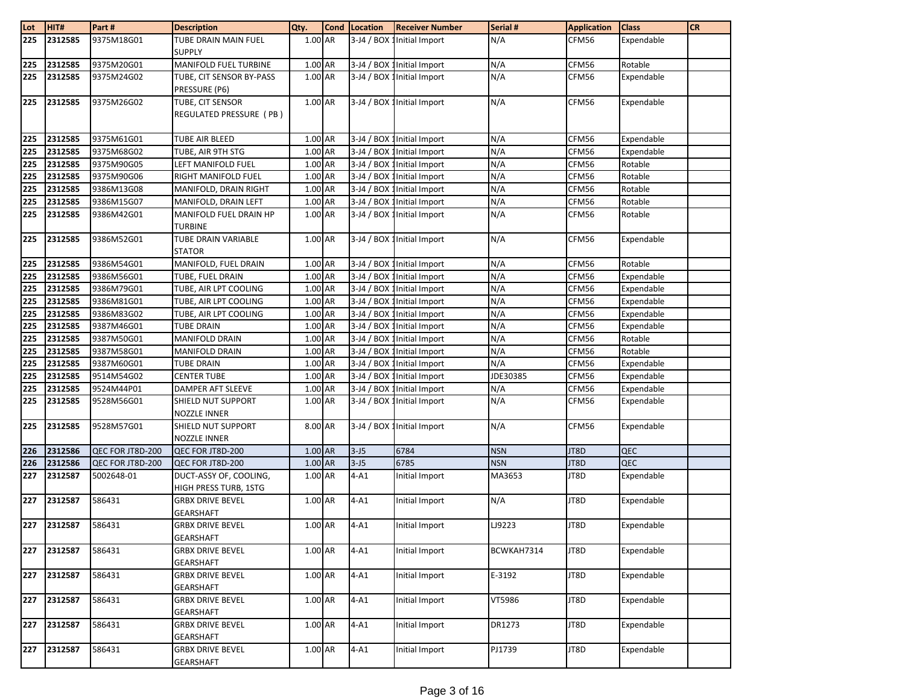| Lot | HIT# | Part # | Description | Qty. | Cond | Location | Receiver Number | Serial # | Application | Class | CR |
|---|---|---|---|---|---|---|---|---|---|---|---|
| 225 | 2312585 | 9375M18G01 | TUBE DRAIN MAIN FUEL SUPPLY | 1.00 | AR | 3-J4 / BOX 1 | Initial Import | N/A | CFM56 | Expendable | |
| 225 | 2312585 | 9375M20G01 | MANIFOLD FUEL TURBINE | 1.00 | AR | 3-J4 / BOX 1 | Initial Import | N/A | CFM56 | Rotable | |
| 225 | 2312585 | 9375M24G02 | TUBE, CIT SENSOR BY-PASS PRESSURE (P6) | 1.00 | AR | 3-J4 / BOX 1 | Initial Import | N/A | CFM56 | Expendable | |
| 225 | 2312585 | 9375M26G02 | TUBE, CIT SENSOR REGULATED PRESSURE ( PB ) | 1.00 | AR | 3-J4 / BOX 1 | Initial Import | N/A | CFM56 | Expendable | |
| 225 | 2312585 | 9375M61G01 | TUBE AIR BLEED | 1.00 | AR | 3-J4 / BOX 1 | Initial Import | N/A | CFM56 | Expendable | |
| 225 | 2312585 | 9375M68G02 | TUBE, AIR 9TH STG | 1.00 | AR | 3-J4 / BOX 1 | Initial Import | N/A | CFM56 | Expendable | |
| 225 | 2312585 | 9375M90G05 | LEFT MANIFOLD FUEL | 1.00 | AR | 3-J4 / BOX 1 | Initial Import | N/A | CFM56 | Rotable | |
| 225 | 2312585 | 9375M90G06 | RIGHT MANIFOLD FUEL | 1.00 | AR | 3-J4 / BOX 1 | Initial Import | N/A | CFM56 | Rotable | |
| 225 | 2312585 | 9386M13G08 | MANIFOLD, DRAIN RIGHT | 1.00 | AR | 3-J4 / BOX 1 | Initial Import | N/A | CFM56 | Rotable | |
| 225 | 2312585 | 9386M15G07 | MANIFOLD, DRAIN LEFT | 1.00 | AR | 3-J4 / BOX 1 | Initial Import | N/A | CFM56 | Rotable | |
| 225 | 2312585 | 9386M42G01 | MANIFOLD FUEL DRAIN HP TURBINE | 1.00 | AR | 3-J4 / BOX 1 | Initial Import | N/A | CFM56 | Rotable | |
| 225 | 2312585 | 9386M52G01 | TUBE DRAIN VARIABLE STATOR | 1.00 | AR | 3-J4 / BOX 1 | Initial Import | N/A | CFM56 | Expendable | |
| 225 | 2312585 | 9386M54G01 | MANIFOLD, FUEL DRAIN | 1.00 | AR | 3-J4 / BOX 1 | Initial Import | N/A | CFM56 | Rotable | |
| 225 | 2312585 | 9386M56G01 | TUBE, FUEL DRAIN | 1.00 | AR | 3-J4 / BOX 1 | Initial Import | N/A | CFM56 | Expendable | |
| 225 | 2312585 | 9386M79G01 | TUBE, AIR LPT COOLING | 1.00 | AR | 3-J4 / BOX 1 | Initial Import | N/A | CFM56 | Expendable | |
| 225 | 2312585 | 9386M81G01 | TUBE, AIR LPT COOLING | 1.00 | AR | 3-J4 / BOX 1 | Initial Import | N/A | CFM56 | Expendable | |
| 225 | 2312585 | 9386M83G02 | TUBE, AIR LPT COOLING | 1.00 | AR | 3-J4 / BOX 1 | Initial Import | N/A | CFM56 | Expendable | |
| 225 | 2312585 | 9387M46G01 | TUBE DRAIN | 1.00 | AR | 3-J4 / BOX 1 | Initial Import | N/A | CFM56 | Expendable | |
| 225 | 2312585 | 9387M50G01 | MANIFOLD DRAIN | 1.00 | AR | 3-J4 / BOX 1 | Initial Import | N/A | CFM56 | Rotable | |
| 225 | 2312585 | 9387M58G01 | MANIFOLD DRAIN | 1.00 | AR | 3-J4 / BOX 1 | Initial Import | N/A | CFM56 | Rotable | |
| 225 | 2312585 | 9387M60G01 | TUBE DRAIN | 1.00 | AR | 3-J4 / BOX 1 | Initial Import | N/A | CFM56 | Expendable | |
| 225 | 2312585 | 9514M54G02 | CENTER TUBE | 1.00 | AR | 3-J4 / BOX 1 | Initial Import | JDE30385 | CFM56 | Expendable | |
| 225 | 2312585 | 9524M44P01 | DAMPER AFT SLEEVE | 1.00 | AR | 3-J4 / BOX 1 | Initial Import | N/A | CFM56 | Expendable | |
| 225 | 2312585 | 9528M56G01 | SHIELD NUT SUPPORT NOZZLE INNER | 1.00 | AR | 3-J4 / BOX 1 | Initial Import | N/A | CFM56 | Expendable | |
| 225 | 2312585 | 9528M57G01 | SHIELD NUT SUPPORT NOZZLE INNER | 8.00 | AR | 3-J4 / BOX 1 | Initial Import | N/A | CFM56 | Expendable | |
| 226 | 2312586 | QEC FOR JT8D-200 | QEC FOR JT8D-200 | 1.00 | AR | 3-J5 | 6784 | NSN | JT8D | QEC | |
| 226 | 2312586 | QEC FOR JT8D-200 | QEC FOR JT8D-200 | 1.00 | AR | 3-J5 | 6785 | NSN | JT8D | QEC | |
| 227 | 2312587 | 5002648-01 | DUCT-ASSY OF, COOLING, HIGH PRESS TURB, 1STG | 1.00 | AR | 4-A1 | Initial Import | MA3653 | JT8D | Expendable | |
| 227 | 2312587 | 586431 | GRBX DRIVE BEVEL GEARSHAFT | 1.00 | AR | 4-A1 | Initial Import | N/A | JT8D | Expendable | |
| 227 | 2312587 | 586431 | GRBX DRIVE BEVEL GEARSHAFT | 1.00 | AR | 4-A1 | Initial Import | LJ9223 | JT8D | Expendable | |
| 227 | 2312587 | 586431 | GRBX DRIVE BEVEL GEARSHAFT | 1.00 | AR | 4-A1 | Initial Import | BCWKAH7314 | JT8D | Expendable | |
| 227 | 2312587 | 586431 | GRBX DRIVE BEVEL GEARSHAFT | 1.00 | AR | 4-A1 | Initial Import | E-3192 | JT8D | Expendable | |
| 227 | 2312587 | 586431 | GRBX DRIVE BEVEL GEARSHAFT | 1.00 | AR | 4-A1 | Initial Import | VT5986 | JT8D | Expendable | |
| 227 | 2312587 | 586431 | GRBX DRIVE BEVEL GEARSHAFT | 1.00 | AR | 4-A1 | Initial Import | DR1273 | JT8D | Expendable | |
| 227 | 2312587 | 586431 | GRBX DRIVE BEVEL GEARSHAFT | 1.00 | AR | 4-A1 | Initial Import | PJ1739 | JT8D | Expendable | |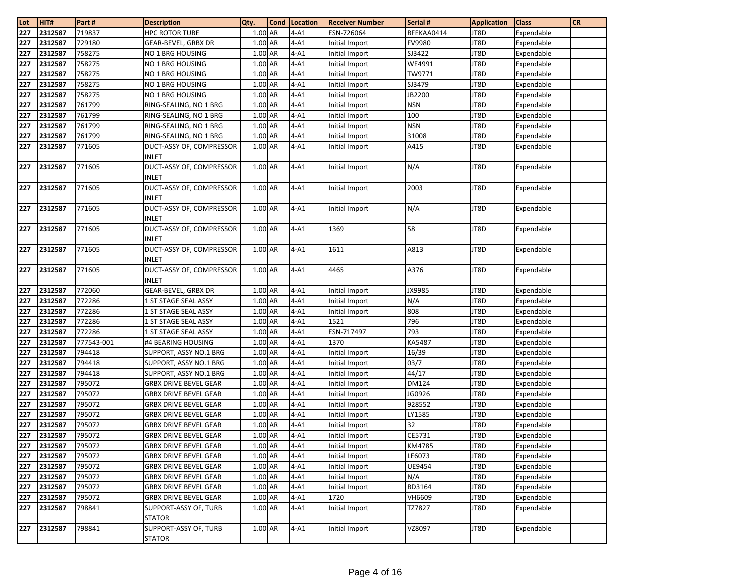| Lot | HIT# | Part # | Description | Qty. | Cond | Location | Receiver Number | Serial # | Application | Class | CR |
|---|---|---|---|---|---|---|---|---|---|---|---|
| 227 | 2312587 | 719837 | HPC ROTOR TUBE | 1.00 | AR | 4-A1 | ESN-726064 | BFEKAA0414 | JT8D | Expendable | |
| 227 | 2312587 | 729180 | GEAR-BEVEL, GRBX DR | 1.00 | AR | 4-A1 | Initial Import | FV9980 | JT8D | Expendable | |
| 227 | 2312587 | 758275 | NO 1 BRG HOUSING | 1.00 | AR | 4-A1 | Initial Import | SJ3422 | JT8D | Expendable | |
| 227 | 2312587 | 758275 | NO 1 BRG HOUSING | 1.00 | AR | 4-A1 | Initial Import | WE4991 | JT8D | Expendable | |
| 227 | 2312587 | 758275 | NO 1 BRG HOUSING | 1.00 | AR | 4-A1 | Initial Import | TW9771 | JT8D | Expendable | |
| 227 | 2312587 | 758275 | NO 1 BRG HOUSING | 1.00 | AR | 4-A1 | Initial Import | SJ3479 | JT8D | Expendable | |
| 227 | 2312587 | 758275 | NO 1 BRG HOUSING | 1.00 | AR | 4-A1 | Initial Import | JB2200 | JT8D | Expendable | |
| 227 | 2312587 | 761799 | RING-SEALING, NO 1 BRG | 1.00 | AR | 4-A1 | Initial Import | NSN | JT8D | Expendable | |
| 227 | 2312587 | 761799 | RING-SEALING, NO 1 BRG | 1.00 | AR | 4-A1 | Initial Import | 100 | JT8D | Expendable | |
| 227 | 2312587 | 761799 | RING-SEALING, NO 1 BRG | 1.00 | AR | 4-A1 | Initial Import | NSN | JT8D | Expendable | |
| 227 | 2312587 | 761799 | RING-SEALING, NO 1 BRG | 1.00 | AR | 4-A1 | Initial Import | 31008 | JT8D | Expendable | |
| 227 | 2312587 | 771605 | DUCT-ASSY OF, COMPRESSOR INLET | 1.00 | AR | 4-A1 | Initial Import | A415 | JT8D | Expendable | |
| 227 | 2312587 | 771605 | DUCT-ASSY OF, COMPRESSOR INLET | 1.00 | AR | 4-A1 | Initial Import | N/A | JT8D | Expendable | |
| 227 | 2312587 | 771605 | DUCT-ASSY OF, COMPRESSOR INLET | 1.00 | AR | 4-A1 | Initial Import | 2003 | JT8D | Expendable | |
| 227 | 2312587 | 771605 | DUCT-ASSY OF, COMPRESSOR INLET | 1.00 | AR | 4-A1 | Initial Import | N/A | JT8D | Expendable | |
| 227 | 2312587 | 771605 | DUCT-ASSY OF, COMPRESSOR INLET | 1.00 | AR | 4-A1 | 1369 | 58 | JT8D | Expendable | |
| 227 | 2312587 | 771605 | DUCT-ASSY OF, COMPRESSOR INLET | 1.00 | AR | 4-A1 | 1611 | A813 | JT8D | Expendable | |
| 227 | 2312587 | 771605 | DUCT-ASSY OF, COMPRESSOR INLET | 1.00 | AR | 4-A1 | 4465 | A376 | JT8D | Expendable | |
| 227 | 2312587 | 772060 | GEAR-BEVEL, GRBX DR | 1.00 | AR | 4-A1 | Initial Import | JX9985 | JT8D | Expendable | |
| 227 | 2312587 | 772286 | 1 ST STAGE SEAL ASSY | 1.00 | AR | 4-A1 | Initial Import | N/A | JT8D | Expendable | |
| 227 | 2312587 | 772286 | 1 ST STAGE SEAL ASSY | 1.00 | AR | 4-A1 | Initial Import | 808 | JT8D | Expendable | |
| 227 | 2312587 | 772286 | 1 ST STAGE SEAL ASSY | 1.00 | AR | 4-A1 | 1521 | 796 | JT8D | Expendable | |
| 227 | 2312587 | 772286 | 1 ST STAGE SEAL ASSY | 1.00 | AR | 4-A1 | ESN-717497 | 793 | JT8D | Expendable | |
| 227 | 2312587 | 777543-001 | #4 BEARING HOUSING | 1.00 | AR | 4-A1 | 1370 | KA5487 | JT8D | Expendable | |
| 227 | 2312587 | 794418 | SUPPORT, ASSY NO.1 BRG | 1.00 | AR | 4-A1 | Initial Import | 16/39 | JT8D | Expendable | |
| 227 | 2312587 | 794418 | SUPPORT, ASSY NO.1 BRG | 1.00 | AR | 4-A1 | Initial Import | 03/7 | JT8D | Expendable | |
| 227 | 2312587 | 794418 | SUPPORT, ASSY NO.1 BRG | 1.00 | AR | 4-A1 | Initial Import | 44/17 | JT8D | Expendable | |
| 227 | 2312587 | 795072 | GRBX DRIVE BEVEL GEAR | 1.00 | AR | 4-A1 | Initial Import | DM124 | JT8D | Expendable | |
| 227 | 2312587 | 795072 | GRBX DRIVE BEVEL GEAR | 1.00 | AR | 4-A1 | Initial Import | JG0926 | JT8D | Expendable | |
| 227 | 2312587 | 795072 | GRBX DRIVE BEVEL GEAR | 1.00 | AR | 4-A1 | Initial Import | 928552 | JT8D | Expendable | |
| 227 | 2312587 | 795072 | GRBX DRIVE BEVEL GEAR | 1.00 | AR | 4-A1 | Initial Import | LY1585 | JT8D | Expendable | |
| 227 | 2312587 | 795072 | GRBX DRIVE BEVEL GEAR | 1.00 | AR | 4-A1 | Initial Import | 32 | JT8D | Expendable | |
| 227 | 2312587 | 795072 | GRBX DRIVE BEVEL GEAR | 1.00 | AR | 4-A1 | Initial Import | CE5731 | JT8D | Expendable | |
| 227 | 2312587 | 795072 | GRBX DRIVE BEVEL GEAR | 1.00 | AR | 4-A1 | Initial Import | KM4785 | JT8D | Expendable | |
| 227 | 2312587 | 795072 | GRBX DRIVE BEVEL GEAR | 1.00 | AR | 4-A1 | Initial Import | LE6073 | JT8D | Expendable | |
| 227 | 2312587 | 795072 | GRBX DRIVE BEVEL GEAR | 1.00 | AR | 4-A1 | Initial Import | UE9454 | JT8D | Expendable | |
| 227 | 2312587 | 795072 | GRBX DRIVE BEVEL GEAR | 1.00 | AR | 4-A1 | Initial Import | N/A | JT8D | Expendable | |
| 227 | 2312587 | 795072 | GRBX DRIVE BEVEL GEAR | 1.00 | AR | 4-A1 | Initial Import | BD3164 | JT8D | Expendable | |
| 227 | 2312587 | 795072 | GRBX DRIVE BEVEL GEAR | 1.00 | AR | 4-A1 | 1720 | VH6609 | JT8D | Expendable | |
| 227 | 2312587 | 798841 | SUPPORT-ASSY OF, TURB STATOR | 1.00 | AR | 4-A1 | Initial Import | TZ7827 | JT8D | Expendable | |
| 227 | 2312587 | 798841 | SUPPORT-ASSY OF, TURB STATOR | 1.00 | AR | 4-A1 | Initial Import | VZ8097 | JT8D | Expendable | |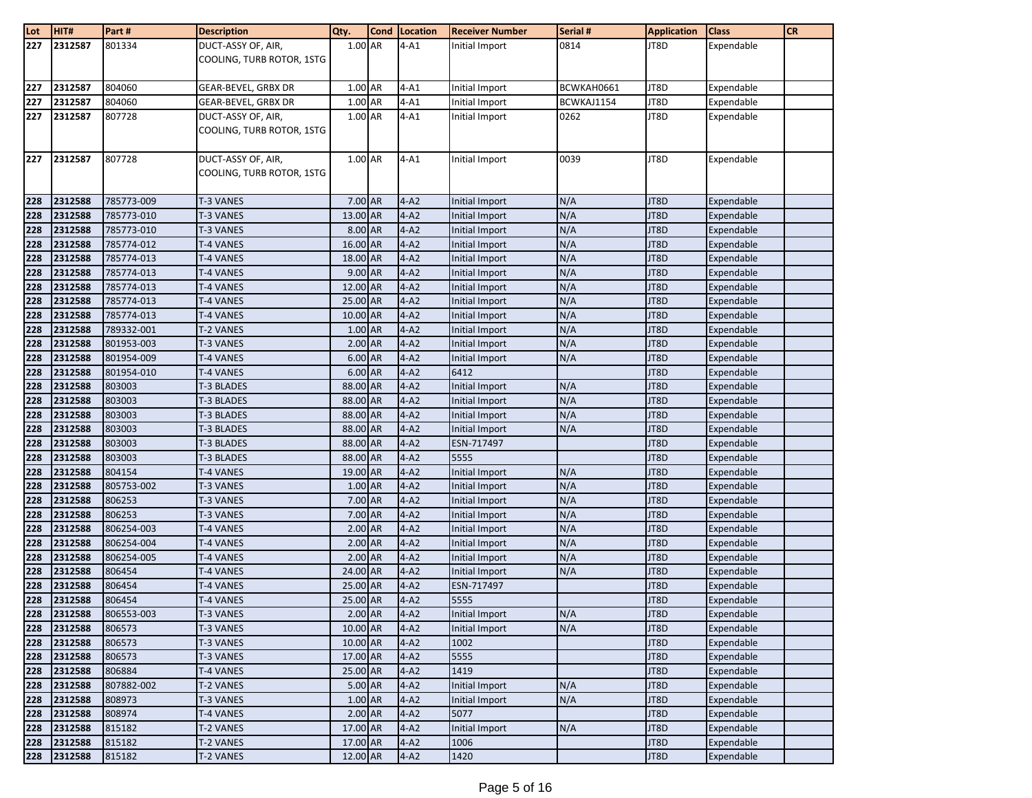| Lot | HIT# | Part # | Description | Qty. | Cond | Location | Receiver Number | Serial # | Application | Class | CR |
|---|---|---|---|---|---|---|---|---|---|---|---|
| 227 | 2312587 | 801334 | DUCT-ASSY OF, AIR, COOLING, TURB ROTOR, 1STG | 1.00 | AR | 4-A1 | Initial Import | 0814 | JT8D | Expendable | |
| 227 | 2312587 | 804060 | GEAR-BEVEL, GRBX DR | 1.00 | AR | 4-A1 | Initial Import | BCWKAH0661 | JT8D | Expendable | |
| 227 | 2312587 | 804060 | GEAR-BEVEL, GRBX DR | 1.00 | AR | 4-A1 | Initial Import | BCWKAJ1154 | JT8D | Expendable | |
| 227 | 2312587 | 807728 | DUCT-ASSY OF, AIR, COOLING, TURB ROTOR, 1STG | 1.00 | AR | 4-A1 | Initial Import | 0262 | JT8D | Expendable | |
| 227 | 2312587 | 807728 | DUCT-ASSY OF, AIR, COOLING, TURB ROTOR, 1STG | 1.00 | AR | 4-A1 | Initial Import | 0039 | JT8D | Expendable | |
| 228 | 2312588 | 785773-009 | T-3 VANES | 7.00 | AR | 4-A2 | Initial Import | N/A | JT8D | Expendable | |
| 228 | 2312588 | 785773-010 | T-3 VANES | 13.00 | AR | 4-A2 | Initial Import | N/A | JT8D | Expendable | |
| 228 | 2312588 | 785773-010 | T-3 VANES | 8.00 | AR | 4-A2 | Initial Import | N/A | JT8D | Expendable | |
| 228 | 2312588 | 785774-012 | T-4 VANES | 16.00 | AR | 4-A2 | Initial Import | N/A | JT8D | Expendable | |
| 228 | 2312588 | 785774-013 | T-4 VANES | 18.00 | AR | 4-A2 | Initial Import | N/A | JT8D | Expendable | |
| 228 | 2312588 | 785774-013 | T-4 VANES | 9.00 | AR | 4-A2 | Initial Import | N/A | JT8D | Expendable | |
| 228 | 2312588 | 785774-013 | T-4 VANES | 12.00 | AR | 4-A2 | Initial Import | N/A | JT8D | Expendable | |
| 228 | 2312588 | 785774-013 | T-4 VANES | 25.00 | AR | 4-A2 | Initial Import | N/A | JT8D | Expendable | |
| 228 | 2312588 | 785774-013 | T-4 VANES | 10.00 | AR | 4-A2 | Initial Import | N/A | JT8D | Expendable | |
| 228 | 2312588 | 789332-001 | T-2 VANES | 1.00 | AR | 4-A2 | Initial Import | N/A | JT8D | Expendable | |
| 228 | 2312588 | 801953-003 | T-3 VANES | 2.00 | AR | 4-A2 | Initial Import | N/A | JT8D | Expendable | |
| 228 | 2312588 | 801954-009 | T-4 VANES | 6.00 | AR | 4-A2 | Initial Import | N/A | JT8D | Expendable | |
| 228 | 2312588 | 801954-010 | T-4 VANES | 6.00 | AR | 4-A2 | 6412 | | JT8D | Expendable | |
| 228 | 2312588 | 803003 | T-3 BLADES | 88.00 | AR | 4-A2 | Initial Import | N/A | JT8D | Expendable | |
| 228 | 2312588 | 803003 | T-3 BLADES | 88.00 | AR | 4-A2 | Initial Import | N/A | JT8D | Expendable | |
| 228 | 2312588 | 803003 | T-3 BLADES | 88.00 | AR | 4-A2 | Initial Import | N/A | JT8D | Expendable | |
| 228 | 2312588 | 803003 | T-3 BLADES | 88.00 | AR | 4-A2 | Initial Import | N/A | JT8D | Expendable | |
| 228 | 2312588 | 803003 | T-3 BLADES | 88.00 | AR | 4-A2 | ESN-717497 | | JT8D | Expendable | |
| 228 | 2312588 | 803003 | T-3 BLADES | 88.00 | AR | 4-A2 | 5555 | | JT8D | Expendable | |
| 228 | 2312588 | 804154 | T-4 VANES | 19.00 | AR | 4-A2 | Initial Import | N/A | JT8D | Expendable | |
| 228 | 2312588 | 805753-002 | T-3 VANES | 1.00 | AR | 4-A2 | Initial Import | N/A | JT8D | Expendable | |
| 228 | 2312588 | 806253 | T-3 VANES | 7.00 | AR | 4-A2 | Initial Import | N/A | JT8D | Expendable | |
| 228 | 2312588 | 806253 | T-3 VANES | 7.00 | AR | 4-A2 | Initial Import | N/A | JT8D | Expendable | |
| 228 | 2312588 | 806254-003 | T-4 VANES | 2.00 | AR | 4-A2 | Initial Import | N/A | JT8D | Expendable | |
| 228 | 2312588 | 806254-004 | T-4 VANES | 2.00 | AR | 4-A2 | Initial Import | N/A | JT8D | Expendable | |
| 228 | 2312588 | 806254-005 | T-4 VANES | 2.00 | AR | 4-A2 | Initial Import | N/A | JT8D | Expendable | |
| 228 | 2312588 | 806454 | T-4 VANES | 24.00 | AR | 4-A2 | Initial Import | N/A | JT8D | Expendable | |
| 228 | 2312588 | 806454 | T-4 VANES | 25.00 | AR | 4-A2 | ESN-717497 | | JT8D | Expendable | |
| 228 | 2312588 | 806454 | T-4 VANES | 25.00 | AR | 4-A2 | 5555 | | JT8D | Expendable | |
| 228 | 2312588 | 806553-003 | T-3 VANES | 2.00 | AR | 4-A2 | Initial Import | N/A | JT8D | Expendable | |
| 228 | 2312588 | 806573 | T-3 VANES | 10.00 | AR | 4-A2 | Initial Import | N/A | JT8D | Expendable | |
| 228 | 2312588 | 806573 | T-3 VANES | 10.00 | AR | 4-A2 | 1002 | | JT8D | Expendable | |
| 228 | 2312588 | 806573 | T-3 VANES | 17.00 | AR | 4-A2 | 5555 | | JT8D | Expendable | |
| 228 | 2312588 | 806884 | T-4 VANES | 25.00 | AR | 4-A2 | 1419 | | JT8D | Expendable | |
| 228 | 2312588 | 807882-002 | T-2 VANES | 5.00 | AR | 4-A2 | Initial Import | N/A | JT8D | Expendable | |
| 228 | 2312588 | 808973 | T-3 VANES | 1.00 | AR | 4-A2 | Initial Import | N/A | JT8D | Expendable | |
| 228 | 2312588 | 808974 | T-4 VANES | 2.00 | AR | 4-A2 | 5077 | | JT8D | Expendable | |
| 228 | 2312588 | 815182 | T-2 VANES | 17.00 | AR | 4-A2 | Initial Import | N/A | JT8D | Expendable | |
| 228 | 2312588 | 815182 | T-2 VANES | 17.00 | AR | 4-A2 | 1006 | | JT8D | Expendable | |
| 228 | 2312588 | 815182 | T-2 VANES | 12.00 | AR | 4-A2 | 1420 | | JT8D | Expendable | |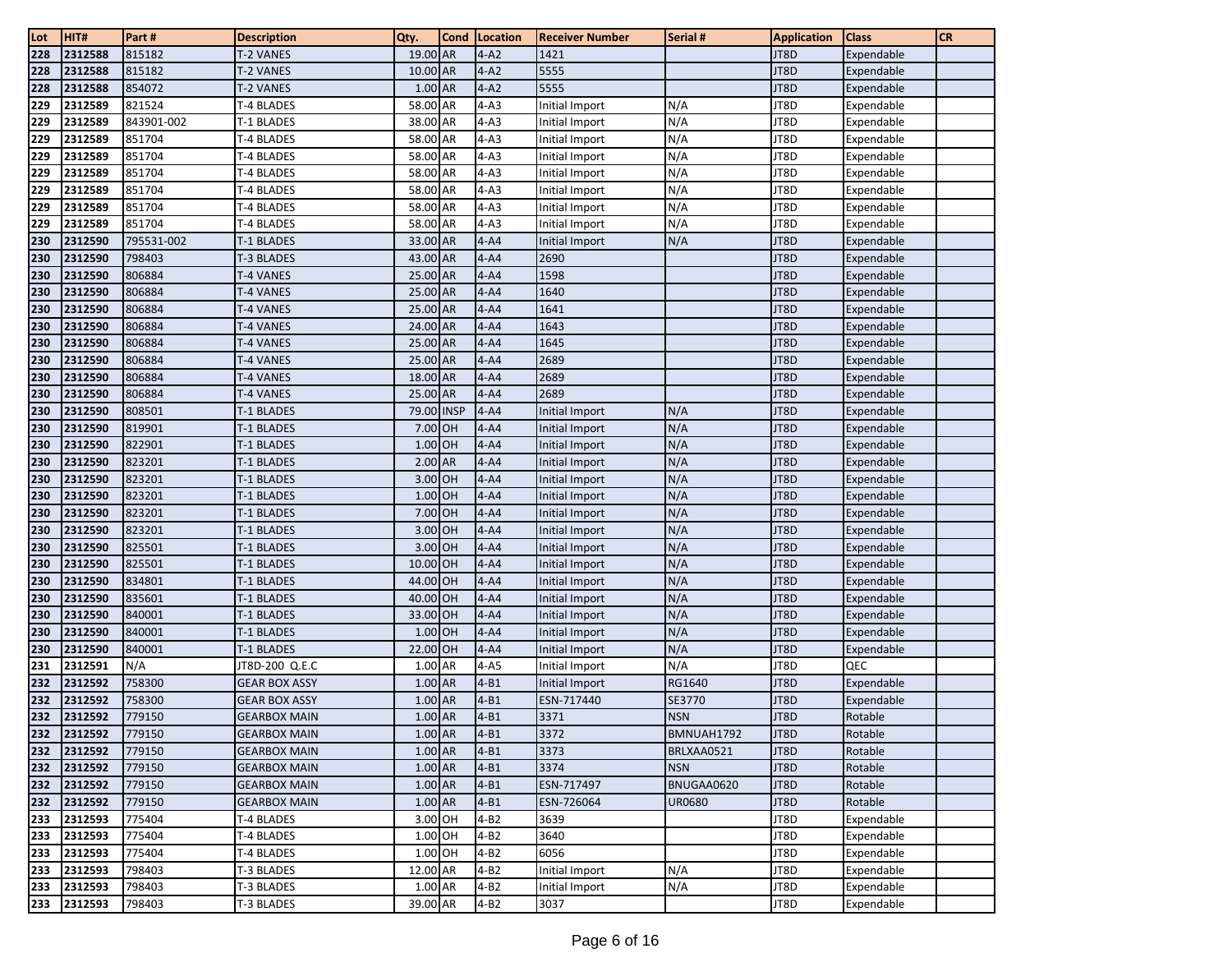| Lot | HIT# | Part # | Description | Qty. | Cond | Location | Receiver Number | Serial # | Application | Class | CR |
|---|---|---|---|---|---|---|---|---|---|---|---|
| 228 | 2312588 | 815182 | T-2 VANES | 19.00 | AR | 4-A2 | 1421 | | JT8D | Expendable | |
| 228 | 2312588 | 815182 | T-2 VANES | 10.00 | AR | 4-A2 | 5555 | | JT8D | Expendable | |
| 228 | 2312588 | 854072 | T-2 VANES | 1.00 | AR | 4-A2 | 5555 | | JT8D | Expendable | |
| 229 | 2312589 | 821524 | T-4 BLADES | 58.00 | AR | 4-A3 | Initial Import | N/A | JT8D | Expendable | |
| 229 | 2312589 | 843901-002 | T-1 BLADES | 38.00 | AR | 4-A3 | Initial Import | N/A | JT8D | Expendable | |
| 229 | 2312589 | 851704 | T-4 BLADES | 58.00 | AR | 4-A3 | Initial Import | N/A | JT8D | Expendable | |
| 229 | 2312589 | 851704 | T-4 BLADES | 58.00 | AR | 4-A3 | Initial Import | N/A | JT8D | Expendable | |
| 229 | 2312589 | 851704 | T-4 BLADES | 58.00 | AR | 4-A3 | Initial Import | N/A | JT8D | Expendable | |
| 229 | 2312589 | 851704 | T-4 BLADES | 58.00 | AR | 4-A3 | Initial Import | N/A | JT8D | Expendable | |
| 229 | 2312589 | 851704 | T-4 BLADES | 58.00 | AR | 4-A3 | Initial Import | N/A | JT8D | Expendable | |
| 229 | 2312589 | 851704 | T-4 BLADES | 58.00 | AR | 4-A3 | Initial Import | N/A | JT8D | Expendable | |
| 230 | 2312590 | 795531-002 | T-1 BLADES | 33.00 | AR | 4-A4 | Initial Import | N/A | JT8D | Expendable | |
| 230 | 2312590 | 798403 | T-3 BLADES | 43.00 | AR | 4-A4 | 2690 | | JT8D | Expendable | |
| 230 | 2312590 | 806884 | T-4 VANES | 25.00 | AR | 4-A4 | 1598 | | JT8D | Expendable | |
| 230 | 2312590 | 806884 | T-4 VANES | 25.00 | AR | 4-A4 | 1640 | | JT8D | Expendable | |
| 230 | 2312590 | 806884 | T-4 VANES | 25.00 | AR | 4-A4 | 1641 | | JT8D | Expendable | |
| 230 | 2312590 | 806884 | T-4 VANES | 24.00 | AR | 4-A4 | 1643 | | JT8D | Expendable | |
| 230 | 2312590 | 806884 | T-4 VANES | 25.00 | AR | 4-A4 | 1645 | | JT8D | Expendable | |
| 230 | 2312590 | 806884 | T-4 VANES | 25.00 | AR | 4-A4 | 2689 | | JT8D | Expendable | |
| 230 | 2312590 | 806884 | T-4 VANES | 18.00 | AR | 4-A4 | 2689 | | JT8D | Expendable | |
| 230 | 2312590 | 806884 | T-4 VANES | 25.00 | AR | 4-A4 | 2689 | | JT8D | Expendable | |
| 230 | 2312590 | 808501 | T-1 BLADES | 79.00 | INSP | 4-A4 | Initial Import | N/A | JT8D | Expendable | |
| 230 | 2312590 | 819901 | T-1 BLADES | 7.00 | OH | 4-A4 | Initial Import | N/A | JT8D | Expendable | |
| 230 | 2312590 | 822901 | T-1 BLADES | 1.00 | OH | 4-A4 | Initial Import | N/A | JT8D | Expendable | |
| 230 | 2312590 | 823201 | T-1 BLADES | 2.00 | AR | 4-A4 | Initial Import | N/A | JT8D | Expendable | |
| 230 | 2312590 | 823201 | T-1 BLADES | 3.00 | OH | 4-A4 | Initial Import | N/A | JT8D | Expendable | |
| 230 | 2312590 | 823201 | T-1 BLADES | 1.00 | OH | 4-A4 | Initial Import | N/A | JT8D | Expendable | |
| 230 | 2312590 | 823201 | T-1 BLADES | 7.00 | OH | 4-A4 | Initial Import | N/A | JT8D | Expendable | |
| 230 | 2312590 | 823201 | T-1 BLADES | 3.00 | OH | 4-A4 | Initial Import | N/A | JT8D | Expendable | |
| 230 | 2312590 | 825501 | T-1 BLADES | 3.00 | OH | 4-A4 | Initial Import | N/A | JT8D | Expendable | |
| 230 | 2312590 | 825501 | T-1 BLADES | 10.00 | OH | 4-A4 | Initial Import | N/A | JT8D | Expendable | |
| 230 | 2312590 | 834801 | T-1 BLADES | 44.00 | OH | 4-A4 | Initial Import | N/A | JT8D | Expendable | |
| 230 | 2312590 | 835601 | T-1 BLADES | 40.00 | OH | 4-A4 | Initial Import | N/A | JT8D | Expendable | |
| 230 | 2312590 | 840001 | T-1 BLADES | 33.00 | OH | 4-A4 | Initial Import | N/A | JT8D | Expendable | |
| 230 | 2312590 | 840001 | T-1 BLADES | 1.00 | OH | 4-A4 | Initial Import | N/A | JT8D | Expendable | |
| 230 | 2312590 | 840001 | T-1 BLADES | 22.00 | OH | 4-A4 | Initial Import | N/A | JT8D | Expendable | |
| 231 | 2312591 | N/A | JT8D-200 Q.E.C | 1.00 | AR | 4-A5 | Initial Import | N/A | JT8D | QEC | |
| 232 | 2312592 | 758300 | GEAR BOX ASSY | 1.00 | AR | 4-B1 | Initial Import | RG1640 | JT8D | Expendable | |
| 232 | 2312592 | 758300 | GEAR BOX ASSY | 1.00 | AR | 4-B1 | ESN-717440 | SE3770 | JT8D | Expendable | |
| 232 | 2312592 | 779150 | GEARBOX MAIN | 1.00 | AR | 4-B1 | 3371 | NSN | JT8D | Rotable | |
| 232 | 2312592 | 779150 | GEARBOX MAIN | 1.00 | AR | 4-B1 | 3372 | BMNUAH1792 | JT8D | Rotable | |
| 232 | 2312592 | 779150 | GEARBOX MAIN | 1.00 | AR | 4-B1 | 3373 | BRLXAA0521 | JT8D | Rotable | |
| 232 | 2312592 | 779150 | GEARBOX MAIN | 1.00 | AR | 4-B1 | 3374 | NSN | JT8D | Rotable | |
| 232 | 2312592 | 779150 | GEARBOX MAIN | 1.00 | AR | 4-B1 | ESN-717497 | BNUGAA0620 | JT8D | Rotable | |
| 232 | 2312592 | 779150 | GEARBOX MAIN | 1.00 | AR | 4-B1 | ESN-726064 | UR0680 | JT8D | Rotable | |
| 233 | 2312593 | 775404 | T-4 BLADES | 3.00 | OH | 4-B2 | 3639 | | JT8D | Expendable | |
| 233 | 2312593 | 775404 | T-4 BLADES | 1.00 | OH | 4-B2 | 3640 | | JT8D | Expendable | |
| 233 | 2312593 | 775404 | T-4 BLADES | 1.00 | OH | 4-B2 | 6056 | | JT8D | Expendable | |
| 233 | 2312593 | 798403 | T-3 BLADES | 12.00 | AR | 4-B2 | Initial Import | N/A | JT8D | Expendable | |
| 233 | 2312593 | 798403 | T-3 BLADES | 1.00 | AR | 4-B2 | Initial Import | N/A | JT8D | Expendable | |
| 233 | 2312593 | 798403 | T-3 BLADES | 39.00 | AR | 4-B2 | 3037 | | JT8D | Expendable | |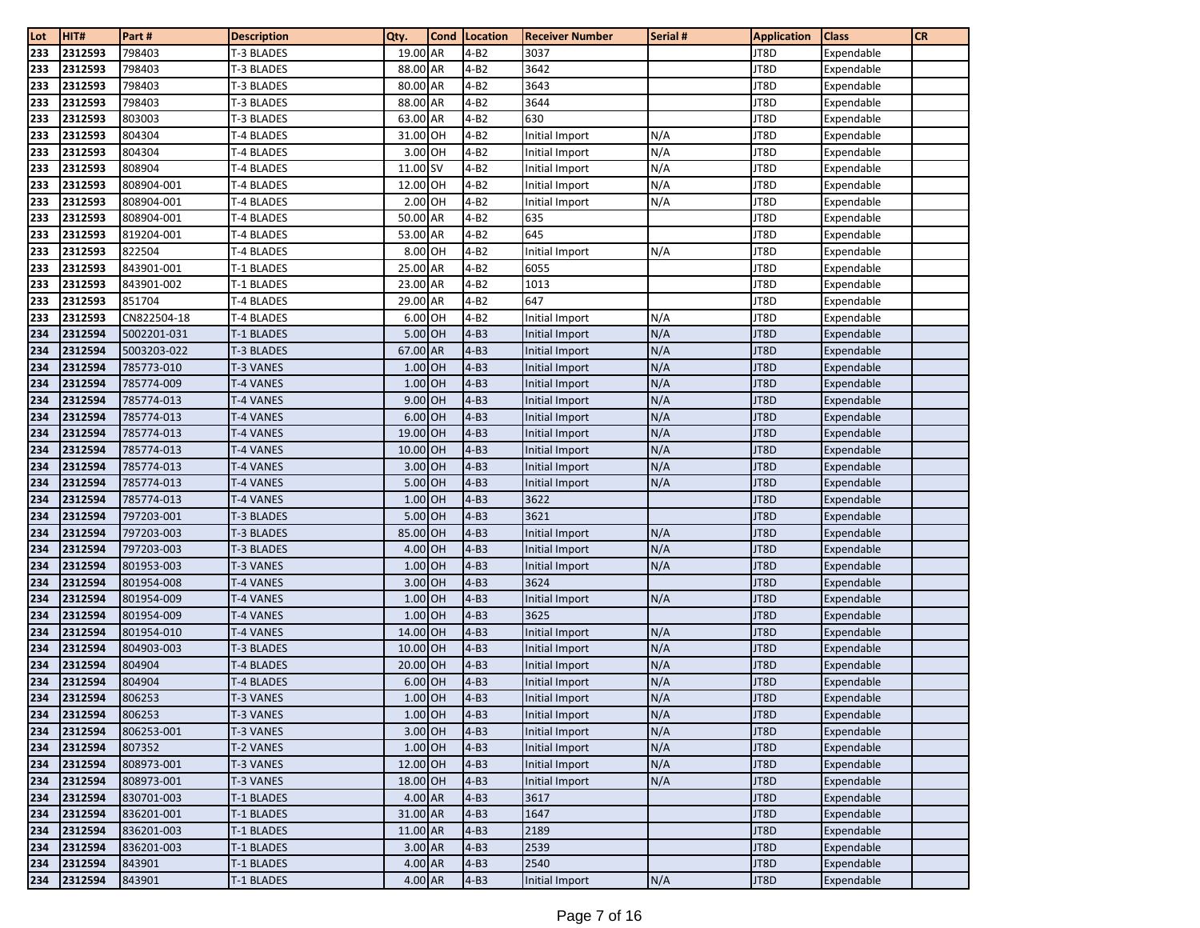| Lot | HIT# | Part # | Description | Qty. | Cond | Location | Receiver Number | Serial # | Application | Class | CR |
|---|---|---|---|---|---|---|---|---|---|---|---|
| 233 | 2312593 | 798403 | T-3 BLADES | 19.00 | AR | 4-B2 | 3037 | | JT8D | Expendable | |
| 233 | 2312593 | 798403 | T-3 BLADES | 88.00 | AR | 4-B2 | 3642 | | JT8D | Expendable | |
| 233 | 2312593 | 798403 | T-3 BLADES | 80.00 | AR | 4-B2 | 3643 | | JT8D | Expendable | |
| 233 | 2312593 | 798403 | T-3 BLADES | 88.00 | AR | 4-B2 | 3644 | | JT8D | Expendable | |
| 233 | 2312593 | 803003 | T-3 BLADES | 63.00 | AR | 4-B2 | 630 | | JT8D | Expendable | |
| 233 | 2312593 | 804304 | T-4 BLADES | 31.00 | OH | 4-B2 | Initial Import | N/A | JT8D | Expendable | |
| 233 | 2312593 | 804304 | T-4 BLADES | 3.00 | OH | 4-B2 | Initial Import | N/A | JT8D | Expendable | |
| 233 | 2312593 | 808904 | T-4 BLADES | 11.00 | SV | 4-B2 | Initial Import | N/A | JT8D | Expendable | |
| 233 | 2312593 | 808904-001 | T-4 BLADES | 12.00 | OH | 4-B2 | Initial Import | N/A | JT8D | Expendable | |
| 233 | 2312593 | 808904-001 | T-4 BLADES | 2.00 | OH | 4-B2 | Initial Import | N/A | JT8D | Expendable | |
| 233 | 2312593 | 808904-001 | T-4 BLADES | 50.00 | AR | 4-B2 | 635 | | JT8D | Expendable | |
| 233 | 2312593 | 819204-001 | T-4 BLADES | 53.00 | AR | 4-B2 | 645 | | JT8D | Expendable | |
| 233 | 2312593 | 822504 | T-4 BLADES | 8.00 | OH | 4-B2 | Initial Import | N/A | JT8D | Expendable | |
| 233 | 2312593 | 843901-001 | T-1 BLADES | 25.00 | AR | 4-B2 | 6055 | | JT8D | Expendable | |
| 233 | 2312593 | 843901-002 | T-1 BLADES | 23.00 | AR | 4-B2 | 1013 | | JT8D | Expendable | |
| 233 | 2312593 | 851704 | T-4 BLADES | 29.00 | AR | 4-B2 | 647 | | JT8D | Expendable | |
| 233 | 2312593 | CN822504-18 | T-4 BLADES | 6.00 | OH | 4-B2 | Initial Import | N/A | JT8D | Expendable | |
| 234 | 2312594 | 5002201-031 | T-1 BLADES | 5.00 | OH | 4-B3 | Initial Import | N/A | JT8D | Expendable | |
| 234 | 2312594 | 5003203-022 | T-3 BLADES | 67.00 | AR | 4-B3 | Initial Import | N/A | JT8D | Expendable | |
| 234 | 2312594 | 785773-010 | T-3 VANES | 1.00 | OH | 4-B3 | Initial Import | N/A | JT8D | Expendable | |
| 234 | 2312594 | 785774-009 | T-4 VANES | 1.00 | OH | 4-B3 | Initial Import | N/A | JT8D | Expendable | |
| 234 | 2312594 | 785774-013 | T-4 VANES | 9.00 | OH | 4-B3 | Initial Import | N/A | JT8D | Expendable | |
| 234 | 2312594 | 785774-013 | T-4 VANES | 6.00 | OH | 4-B3 | Initial Import | N/A | JT8D | Expendable | |
| 234 | 2312594 | 785774-013 | T-4 VANES | 19.00 | OH | 4-B3 | Initial Import | N/A | JT8D | Expendable | |
| 234 | 2312594 | 785774-013 | T-4 VANES | 10.00 | OH | 4-B3 | Initial Import | N/A | JT8D | Expendable | |
| 234 | 2312594 | 785774-013 | T-4 VANES | 3.00 | OH | 4-B3 | Initial Import | N/A | JT8D | Expendable | |
| 234 | 2312594 | 785774-013 | T-4 VANES | 5.00 | OH | 4-B3 | Initial Import | N/A | JT8D | Expendable | |
| 234 | 2312594 | 785774-013 | T-4 VANES | 1.00 | OH | 4-B3 | 3622 | | JT8D | Expendable | |
| 234 | 2312594 | 797203-001 | T-3 BLADES | 5.00 | OH | 4-B3 | 3621 | | JT8D | Expendable | |
| 234 | 2312594 | 797203-003 | T-3 BLADES | 85.00 | OH | 4-B3 | Initial Import | N/A | JT8D | Expendable | |
| 234 | 2312594 | 797203-003 | T-3 BLADES | 4.00 | OH | 4-B3 | Initial Import | N/A | JT8D | Expendable | |
| 234 | 2312594 | 801953-003 | T-3 VANES | 1.00 | OH | 4-B3 | Initial Import | N/A | JT8D | Expendable | |
| 234 | 2312594 | 801954-008 | T-4 VANES | 3.00 | OH | 4-B3 | 3624 | | JT8D | Expendable | |
| 234 | 2312594 | 801954-009 | T-4 VANES | 1.00 | OH | 4-B3 | Initial Import | N/A | JT8D | Expendable | |
| 234 | 2312594 | 801954-009 | T-4 VANES | 1.00 | OH | 4-B3 | 3625 | | JT8D | Expendable | |
| 234 | 2312594 | 801954-010 | T-4 VANES | 14.00 | OH | 4-B3 | Initial Import | N/A | JT8D | Expendable | |
| 234 | 2312594 | 804903-003 | T-3 BLADES | 10.00 | OH | 4-B3 | Initial Import | N/A | JT8D | Expendable | |
| 234 | 2312594 | 804904 | T-4 BLADES | 20.00 | OH | 4-B3 | Initial Import | N/A | JT8D | Expendable | |
| 234 | 2312594 | 804904 | T-4 BLADES | 6.00 | OH | 4-B3 | Initial Import | N/A | JT8D | Expendable | |
| 234 | 2312594 | 806253 | T-3 VANES | 1.00 | OH | 4-B3 | Initial Import | N/A | JT8D | Expendable | |
| 234 | 2312594 | 806253 | T-3 VANES | 1.00 | OH | 4-B3 | Initial Import | N/A | JT8D | Expendable | |
| 234 | 2312594 | 806253-001 | T-3 VANES | 3.00 | OH | 4-B3 | Initial Import | N/A | JT8D | Expendable | |
| 234 | 2312594 | 807352 | T-2 VANES | 1.00 | OH | 4-B3 | Initial Import | N/A | JT8D | Expendable | |
| 234 | 2312594 | 808973-001 | T-3 VANES | 12.00 | OH | 4-B3 | Initial Import | N/A | JT8D | Expendable | |
| 234 | 2312594 | 808973-001 | T-3 VANES | 18.00 | OH | 4-B3 | Initial Import | N/A | JT8D | Expendable | |
| 234 | 2312594 | 830701-003 | T-1 BLADES | 4.00 | AR | 4-B3 | 3617 | | JT8D | Expendable | |
| 234 | 2312594 | 836201-001 | T-1 BLADES | 31.00 | AR | 4-B3 | 1647 | | JT8D | Expendable | |
| 234 | 2312594 | 836201-003 | T-1 BLADES | 11.00 | AR | 4-B3 | 2189 | | JT8D | Expendable | |
| 234 | 2312594 | 836201-003 | T-1 BLADES | 3.00 | AR | 4-B3 | 2539 | | JT8D | Expendable | |
| 234 | 2312594 | 843901 | T-1 BLADES | 4.00 | AR | 4-B3 | 2540 | | JT8D | Expendable | |
| 234 | 2312594 | 843901 | T-1 BLADES | 4.00 | AR | 4-B3 | Initial Import | N/A | JT8D | Expendable | |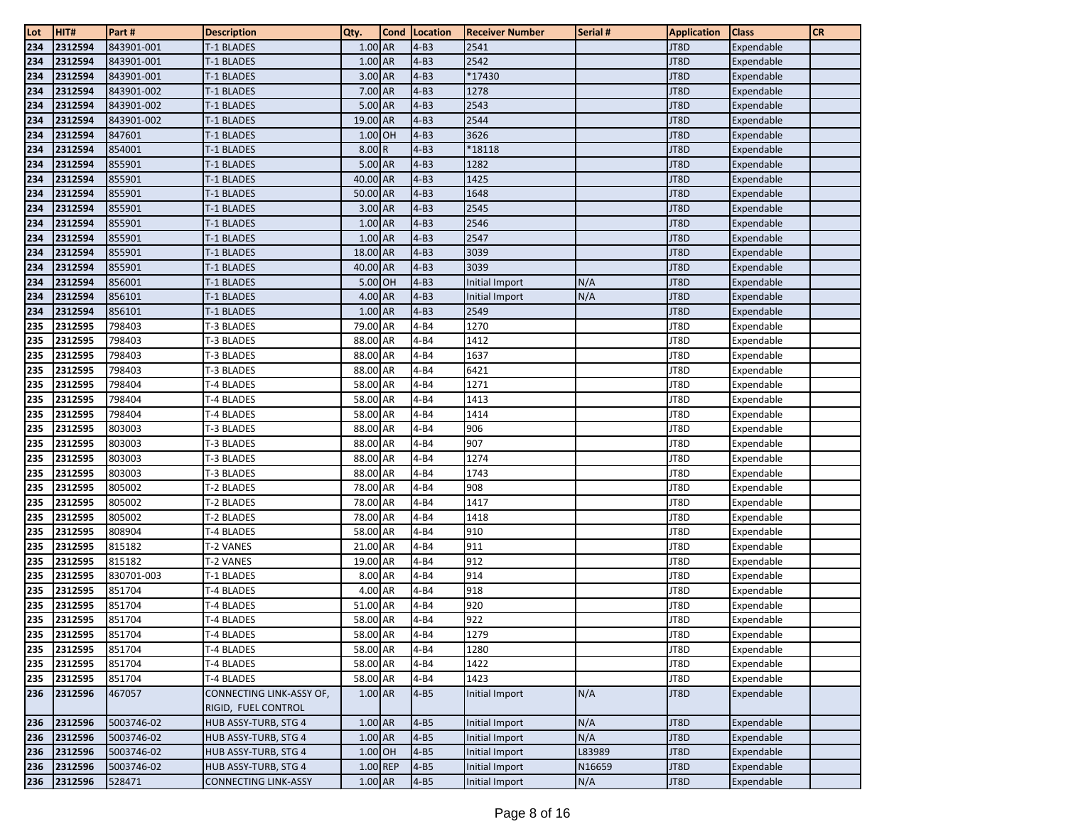| Lot | HIT# | Part # | Description | Qty. | Cond | Location | Receiver Number | Serial # | Application | Class | CR |
|---|---|---|---|---|---|---|---|---|---|---|---|
| 234 | 2312594 | 843901-001 | T-1 BLADES | 1.00 | AR | 4-B3 | 2541 | | JT8D | Expendable | |
| 234 | 2312594 | 843901-001 | T-1 BLADES | 1.00 | AR | 4-B3 | 2542 | | JT8D | Expendable | |
| 234 | 2312594 | 843901-001 | T-1 BLADES | 3.00 | AR | 4-B3 | *17430 | | JT8D | Expendable | |
| 234 | 2312594 | 843901-002 | T-1 BLADES | 7.00 | AR | 4-B3 | 1278 | | JT8D | Expendable | |
| 234 | 2312594 | 843901-002 | T-1 BLADES | 5.00 | AR | 4-B3 | 2543 | | JT8D | Expendable | |
| 234 | 2312594 | 843901-002 | T-1 BLADES | 19.00 | AR | 4-B3 | 2544 | | JT8D | Expendable | |
| 234 | 2312594 | 847601 | T-1 BLADES | 1.00 | OH | 4-B3 | 3626 | | JT8D | Expendable | |
| 234 | 2312594 | 854001 | T-1 BLADES | 8.00 | R | 4-B3 | *18118 | | JT8D | Expendable | |
| 234 | 2312594 | 855901 | T-1 BLADES | 5.00 | AR | 4-B3 | 1282 | | JT8D | Expendable | |
| 234 | 2312594 | 855901 | T-1 BLADES | 40.00 | AR | 4-B3 | 1425 | | JT8D | Expendable | |
| 234 | 2312594 | 855901 | T-1 BLADES | 50.00 | AR | 4-B3 | 1648 | | JT8D | Expendable | |
| 234 | 2312594 | 855901 | T-1 BLADES | 3.00 | AR | 4-B3 | 2545 | | JT8D | Expendable | |
| 234 | 2312594 | 855901 | T-1 BLADES | 1.00 | AR | 4-B3 | 2546 | | JT8D | Expendable | |
| 234 | 2312594 | 855901 | T-1 BLADES | 1.00 | AR | 4-B3 | 2547 | | JT8D | Expendable | |
| 234 | 2312594 | 855901 | T-1 BLADES | 18.00 | AR | 4-B3 | 3039 | | JT8D | Expendable | |
| 234 | 2312594 | 855901 | T-1 BLADES | 40.00 | AR | 4-B3 | 3039 | | JT8D | Expendable | |
| 234 | 2312594 | 856001 | T-1 BLADES | 5.00 | OH | 4-B3 | Initial Import | N/A | JT8D | Expendable | |
| 234 | 2312594 | 856101 | T-1 BLADES | 4.00 | AR | 4-B3 | Initial Import | N/A | JT8D | Expendable | |
| 234 | 2312594 | 856101 | T-1 BLADES | 1.00 | AR | 4-B3 | 2549 | | JT8D | Expendable | |
| 235 | 2312595 | 798403 | T-3 BLADES | 79.00 | AR | 4-B4 | 1270 | | JT8D | Expendable | |
| 235 | 2312595 | 798403 | T-3 BLADES | 88.00 | AR | 4-B4 | 1412 | | JT8D | Expendable | |
| 235 | 2312595 | 798403 | T-3 BLADES | 88.00 | AR | 4-B4 | 1637 | | JT8D | Expendable | |
| 235 | 2312595 | 798403 | T-3 BLADES | 88.00 | AR | 4-B4 | 6421 | | JT8D | Expendable | |
| 235 | 2312595 | 798404 | T-4 BLADES | 58.00 | AR | 4-B4 | 1271 | | JT8D | Expendable | |
| 235 | 2312595 | 798404 | T-4 BLADES | 58.00 | AR | 4-B4 | 1413 | | JT8D | Expendable | |
| 235 | 2312595 | 798404 | T-4 BLADES | 58.00 | AR | 4-B4 | 1414 | | JT8D | Expendable | |
| 235 | 2312595 | 803003 | T-3 BLADES | 88.00 | AR | 4-B4 | 906 | | JT8D | Expendable | |
| 235 | 2312595 | 803003 | T-3 BLADES | 88.00 | AR | 4-B4 | 907 | | JT8D | Expendable | |
| 235 | 2312595 | 803003 | T-3 BLADES | 88.00 | AR | 4-B4 | 1274 | | JT8D | Expendable | |
| 235 | 2312595 | 803003 | T-3 BLADES | 88.00 | AR | 4-B4 | 1743 | | JT8D | Expendable | |
| 235 | 2312595 | 805002 | T-2 BLADES | 78.00 | AR | 4-B4 | 908 | | JT8D | Expendable | |
| 235 | 2312595 | 805002 | T-2 BLADES | 78.00 | AR | 4-B4 | 1417 | | JT8D | Expendable | |
| 235 | 2312595 | 805002 | T-2 BLADES | 78.00 | AR | 4-B4 | 1418 | | JT8D | Expendable | |
| 235 | 2312595 | 808904 | T-4 BLADES | 58.00 | AR | 4-B4 | 910 | | JT8D | Expendable | |
| 235 | 2312595 | 815182 | T-2 VANES | 21.00 | AR | 4-B4 | 911 | | JT8D | Expendable | |
| 235 | 2312595 | 815182 | T-2 VANES | 19.00 | AR | 4-B4 | 912 | | JT8D | Expendable | |
| 235 | 2312595 | 830701-003 | T-1 BLADES | 8.00 | AR | 4-B4 | 914 | | JT8D | Expendable | |
| 235 | 2312595 | 851704 | T-4 BLADES | 4.00 | AR | 4-B4 | 918 | | JT8D | Expendable | |
| 235 | 2312595 | 851704 | T-4 BLADES | 51.00 | AR | 4-B4 | 920 | | JT8D | Expendable | |
| 235 | 2312595 | 851704 | T-4 BLADES | 58.00 | AR | 4-B4 | 922 | | JT8D | Expendable | |
| 235 | 2312595 | 851704 | T-4 BLADES | 58.00 | AR | 4-B4 | 1279 | | JT8D | Expendable | |
| 235 | 2312595 | 851704 | T-4 BLADES | 58.00 | AR | 4-B4 | 1280 | | JT8D | Expendable | |
| 235 | 2312595 | 851704 | T-4 BLADES | 58.00 | AR | 4-B4 | 1422 | | JT8D | Expendable | |
| 235 | 2312595 | 851704 | T-4 BLADES | 58.00 | AR | 4-B4 | 1423 | | JT8D | Expendable | |
| 236 | 2312596 | 467057 | CONNECTING LINK-ASSY OF, RIGID, FUEL CONTROL | 1.00 | AR | 4-B5 | Initial Import | N/A | JT8D | Expendable | |
| 236 | 2312596 | 5003746-02 | HUB ASSY-TURB, STG 4 | 1.00 | AR | 4-B5 | Initial Import | N/A | JT8D | Expendable | |
| 236 | 2312596 | 5003746-02 | HUB ASSY-TURB, STG 4 | 1.00 | AR | 4-B5 | Initial Import | N/A | JT8D | Expendable | |
| 236 | 2312596 | 5003746-02 | HUB ASSY-TURB, STG 4 | 1.00 | OH | 4-B5 | Initial Import | L83989 | JT8D | Expendable | |
| 236 | 2312596 | 5003746-02 | HUB ASSY-TURB, STG 4 | 1.00 | REP | 4-B5 | Initial Import | N16659 | JT8D | Expendable | |
| 236 | 2312596 | 528471 | CONNECTING LINK-ASSY | 1.00 | AR | 4-B5 | Initial Import | N/A | JT8D | Expendable | |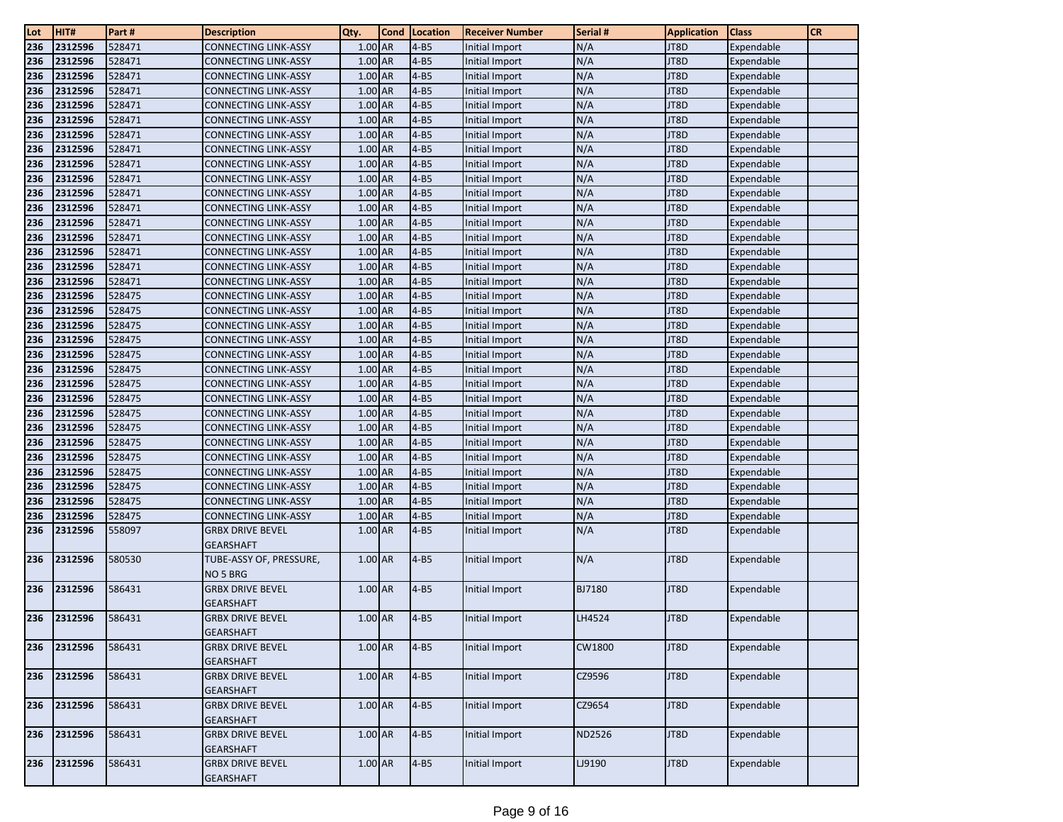| Lot | HIT# | Part # | Description | Qty. | Cond | Location | Receiver Number | Serial # | Application | Class | CR |
|---|---|---|---|---|---|---|---|---|---|---|---|
| 236 | 2312596 | 528471 | CONNECTING LINK-ASSY | 1.00 | AR | 4-B5 | Initial Import | N/A | JT8D | Expendable | |
| 236 | 2312596 | 528471 | CONNECTING LINK-ASSY | 1.00 | AR | 4-B5 | Initial Import | N/A | JT8D | Expendable | |
| 236 | 2312596 | 528471 | CONNECTING LINK-ASSY | 1.00 | AR | 4-B5 | Initial Import | N/A | JT8D | Expendable | |
| 236 | 2312596 | 528471 | CONNECTING LINK-ASSY | 1.00 | AR | 4-B5 | Initial Import | N/A | JT8D | Expendable | |
| 236 | 2312596 | 528471 | CONNECTING LINK-ASSY | 1.00 | AR | 4-B5 | Initial Import | N/A | JT8D | Expendable | |
| 236 | 2312596 | 528471 | CONNECTING LINK-ASSY | 1.00 | AR | 4-B5 | Initial Import | N/A | JT8D | Expendable | |
| 236 | 2312596 | 528471 | CONNECTING LINK-ASSY | 1.00 | AR | 4-B5 | Initial Import | N/A | JT8D | Expendable | |
| 236 | 2312596 | 528471 | CONNECTING LINK-ASSY | 1.00 | AR | 4-B5 | Initial Import | N/A | JT8D | Expendable | |
| 236 | 2312596 | 528471 | CONNECTING LINK-ASSY | 1.00 | AR | 4-B5 | Initial Import | N/A | JT8D | Expendable | |
| 236 | 2312596 | 528471 | CONNECTING LINK-ASSY | 1.00 | AR | 4-B5 | Initial Import | N/A | JT8D | Expendable | |
| 236 | 2312596 | 528471 | CONNECTING LINK-ASSY | 1.00 | AR | 4-B5 | Initial Import | N/A | JT8D | Expendable | |
| 236 | 2312596 | 528471 | CONNECTING LINK-ASSY | 1.00 | AR | 4-B5 | Initial Import | N/A | JT8D | Expendable | |
| 236 | 2312596 | 528471 | CONNECTING LINK-ASSY | 1.00 | AR | 4-B5 | Initial Import | N/A | JT8D | Expendable | |
| 236 | 2312596 | 528471 | CONNECTING LINK-ASSY | 1.00 | AR | 4-B5 | Initial Import | N/A | JT8D | Expendable | |
| 236 | 2312596 | 528471 | CONNECTING LINK-ASSY | 1.00 | AR | 4-B5 | Initial Import | N/A | JT8D | Expendable | |
| 236 | 2312596 | 528471 | CONNECTING LINK-ASSY | 1.00 | AR | 4-B5 | Initial Import | N/A | JT8D | Expendable | |
| 236 | 2312596 | 528471 | CONNECTING LINK-ASSY | 1.00 | AR | 4-B5 | Initial Import | N/A | JT8D | Expendable | |
| 236 | 2312596 | 528475 | CONNECTING LINK-ASSY | 1.00 | AR | 4-B5 | Initial Import | N/A | JT8D | Expendable | |
| 236 | 2312596 | 528475 | CONNECTING LINK-ASSY | 1.00 | AR | 4-B5 | Initial Import | N/A | JT8D | Expendable | |
| 236 | 2312596 | 528475 | CONNECTING LINK-ASSY | 1.00 | AR | 4-B5 | Initial Import | N/A | JT8D | Expendable | |
| 236 | 2312596 | 528475 | CONNECTING LINK-ASSY | 1.00 | AR | 4-B5 | Initial Import | N/A | JT8D | Expendable | |
| 236 | 2312596 | 528475 | CONNECTING LINK-ASSY | 1.00 | AR | 4-B5 | Initial Import | N/A | JT8D | Expendable | |
| 236 | 2312596 | 528475 | CONNECTING LINK-ASSY | 1.00 | AR | 4-B5 | Initial Import | N/A | JT8D | Expendable | |
| 236 | 2312596 | 528475 | CONNECTING LINK-ASSY | 1.00 | AR | 4-B5 | Initial Import | N/A | JT8D | Expendable | |
| 236 | 2312596 | 528475 | CONNECTING LINK-ASSY | 1.00 | AR | 4-B5 | Initial Import | N/A | JT8D | Expendable | |
| 236 | 2312596 | 528475 | CONNECTING LINK-ASSY | 1.00 | AR | 4-B5 | Initial Import | N/A | JT8D | Expendable | |
| 236 | 2312596 | 528475 | CONNECTING LINK-ASSY | 1.00 | AR | 4-B5 | Initial Import | N/A | JT8D | Expendable | |
| 236 | 2312596 | 528475 | CONNECTING LINK-ASSY | 1.00 | AR | 4-B5 | Initial Import | N/A | JT8D | Expendable | |
| 236 | 2312596 | 528475 | CONNECTING LINK-ASSY | 1.00 | AR | 4-B5 | Initial Import | N/A | JT8D | Expendable | |
| 236 | 2312596 | 528475 | CONNECTING LINK-ASSY | 1.00 | AR | 4-B5 | Initial Import | N/A | JT8D | Expendable | |
| 236 | 2312596 | 528475 | CONNECTING LINK-ASSY | 1.00 | AR | 4-B5 | Initial Import | N/A | JT8D | Expendable | |
| 236 | 2312596 | 528475 | CONNECTING LINK-ASSY | 1.00 | AR | 4-B5 | Initial Import | N/A | JT8D | Expendable | |
| 236 | 2312596 | 558097 | GRBX DRIVE BEVEL GEARSHAFT | 1.00 | AR | 4-B5 | Initial Import | N/A | JT8D | Expendable | |
| 236 | 2312596 | 580530 | TUBE-ASSY OF, PRESSURE, NO 5 BRG | 1.00 | AR | 4-B5 | Initial Import | N/A | JT8D | Expendable | |
| 236 | 2312596 | 586431 | GRBX DRIVE BEVEL GEARSHAFT | 1.00 | AR | 4-B5 | Initial Import | BJ7180 | JT8D | Expendable | |
| 236 | 2312596 | 586431 | GRBX DRIVE BEVEL GEARSHAFT | 1.00 | AR | 4-B5 | Initial Import | LH4524 | JT8D | Expendable | |
| 236 | 2312596 | 586431 | GRBX DRIVE BEVEL GEARSHAFT | 1.00 | AR | 4-B5 | Initial Import | CW1800 | JT8D | Expendable | |
| 236 | 2312596 | 586431 | GRBX DRIVE BEVEL GEARSHAFT | 1.00 | AR | 4-B5 | Initial Import | CZ9596 | JT8D | Expendable | |
| 236 | 2312596 | 586431 | GRBX DRIVE BEVEL GEARSHAFT | 1.00 | AR | 4-B5 | Initial Import | CZ9654 | JT8D | Expendable | |
| 236 | 2312596 | 586431 | GRBX DRIVE BEVEL GEARSHAFT | 1.00 | AR | 4-B5 | Initial Import | ND2526 | JT8D | Expendable | |
| 236 | 2312596 | 586431 | GRBX DRIVE BEVEL GEARSHAFT | 1.00 | AR | 4-B5 | Initial Import | LJ9190 | JT8D | Expendable | |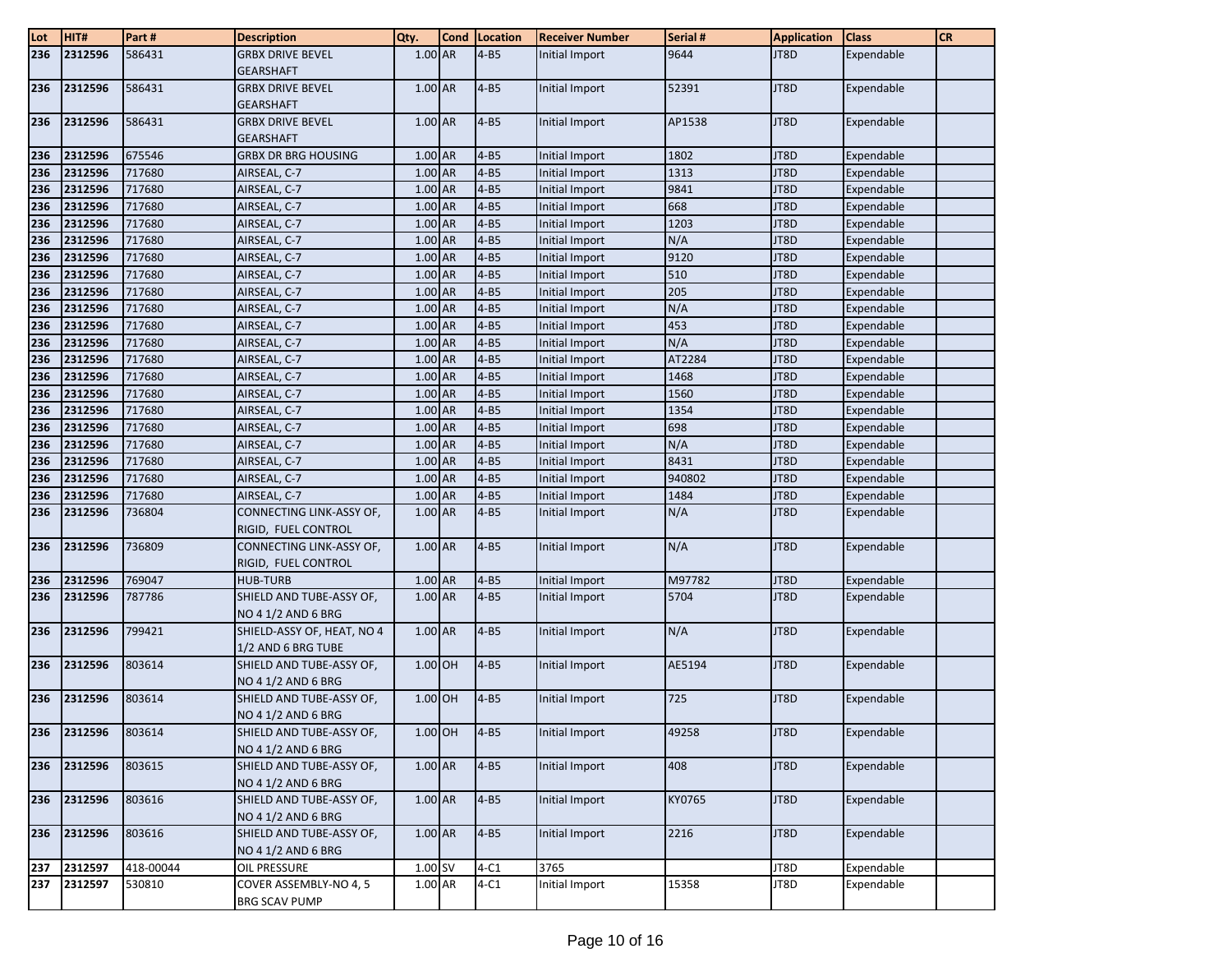| Lot | HIT# | Part # | Description | Qty. | Cond | Location | Receiver Number | Serial # | Application | Class | CR |
|---|---|---|---|---|---|---|---|---|---|---|---|
| 236 | 2312596 | 586431 | GRBX DRIVE BEVEL GEARSHAFT | 1.00 | AR | 4-B5 | Initial Import | 9644 | JT8D | Expendable | |
| 236 | 2312596 | 586431 | GRBX DRIVE BEVEL GEARSHAFT | 1.00 | AR | 4-B5 | Initial Import | 52391 | JT8D | Expendable | |
| 236 | 2312596 | 586431 | GRBX DRIVE BEVEL GEARSHAFT | 1.00 | AR | 4-B5 | Initial Import | AP1538 | JT8D | Expendable | |
| 236 | 2312596 | 675546 | GRBX DR BRG HOUSING | 1.00 | AR | 4-B5 | Initial Import | 1802 | JT8D | Expendable | |
| 236 | 2312596 | 717680 | AIRSEAL, C-7 | 1.00 | AR | 4-B5 | Initial Import | 1313 | JT8D | Expendable | |
| 236 | 2312596 | 717680 | AIRSEAL, C-7 | 1.00 | AR | 4-B5 | Initial Import | 9841 | JT8D | Expendable | |
| 236 | 2312596 | 717680 | AIRSEAL, C-7 | 1.00 | AR | 4-B5 | Initial Import | 668 | JT8D | Expendable | |
| 236 | 2312596 | 717680 | AIRSEAL, C-7 | 1.00 | AR | 4-B5 | Initial Import | 1203 | JT8D | Expendable | |
| 236 | 2312596 | 717680 | AIRSEAL, C-7 | 1.00 | AR | 4-B5 | Initial Import | N/A | JT8D | Expendable | |
| 236 | 2312596 | 717680 | AIRSEAL, C-7 | 1.00 | AR | 4-B5 | Initial Import | 9120 | JT8D | Expendable | |
| 236 | 2312596 | 717680 | AIRSEAL, C-7 | 1.00 | AR | 4-B5 | Initial Import | 510 | JT8D | Expendable | |
| 236 | 2312596 | 717680 | AIRSEAL, C-7 | 1.00 | AR | 4-B5 | Initial Import | 205 | JT8D | Expendable | |
| 236 | 2312596 | 717680 | AIRSEAL, C-7 | 1.00 | AR | 4-B5 | Initial Import | N/A | JT8D | Expendable | |
| 236 | 2312596 | 717680 | AIRSEAL, C-7 | 1.00 | AR | 4-B5 | Initial Import | 453 | JT8D | Expendable | |
| 236 | 2312596 | 717680 | AIRSEAL, C-7 | 1.00 | AR | 4-B5 | Initial Import | N/A | JT8D | Expendable | |
| 236 | 2312596 | 717680 | AIRSEAL, C-7 | 1.00 | AR | 4-B5 | Initial Import | AT2284 | JT8D | Expendable | |
| 236 | 2312596 | 717680 | AIRSEAL, C-7 | 1.00 | AR | 4-B5 | Initial Import | 1468 | JT8D | Expendable | |
| 236 | 2312596 | 717680 | AIRSEAL, C-7 | 1.00 | AR | 4-B5 | Initial Import | 1560 | JT8D | Expendable | |
| 236 | 2312596 | 717680 | AIRSEAL, C-7 | 1.00 | AR | 4-B5 | Initial Import | 1354 | JT8D | Expendable | |
| 236 | 2312596 | 717680 | AIRSEAL, C-7 | 1.00 | AR | 4-B5 | Initial Import | 698 | JT8D | Expendable | |
| 236 | 2312596 | 717680 | AIRSEAL, C-7 | 1.00 | AR | 4-B5 | Initial Import | N/A | JT8D | Expendable | |
| 236 | 2312596 | 717680 | AIRSEAL, C-7 | 1.00 | AR | 4-B5 | Initial Import | 8431 | JT8D | Expendable | |
| 236 | 2312596 | 717680 | AIRSEAL, C-7 | 1.00 | AR | 4-B5 | Initial Import | 940802 | JT8D | Expendable | |
| 236 | 2312596 | 717680 | AIRSEAL, C-7 | 1.00 | AR | 4-B5 | Initial Import | 1484 | JT8D | Expendable | |
| 236 | 2312596 | 736804 | CONNECTING LINK-ASSY OF, RIGID, FUEL CONTROL | 1.00 | AR | 4-B5 | Initial Import | N/A | JT8D | Expendable | |
| 236 | 2312596 | 736809 | CONNECTING LINK-ASSY OF, RIGID, FUEL CONTROL | 1.00 | AR | 4-B5 | Initial Import | N/A | JT8D | Expendable | |
| 236 | 2312596 | 769047 | HUB-TURB | 1.00 | AR | 4-B5 | Initial Import | M97782 | JT8D | Expendable | |
| 236 | 2312596 | 787786 | SHIELD AND TUBE-ASSY OF, NO 4 1/2 AND 6 BRG | 1.00 | AR | 4-B5 | Initial Import | 5704 | JT8D | Expendable | |
| 236 | 2312596 | 799421 | SHIELD-ASSY OF, HEAT, NO 4 1/2 AND 6 BRG TUBE | 1.00 | AR | 4-B5 | Initial Import | N/A | JT8D | Expendable | |
| 236 | 2312596 | 803614 | SHIELD AND TUBE-ASSY OF, NO 4 1/2 AND 6 BRG | 1.00 | OH | 4-B5 | Initial Import | AE5194 | JT8D | Expendable | |
| 236 | 2312596 | 803614 | SHIELD AND TUBE-ASSY OF, NO 4 1/2 AND 6 BRG | 1.00 | OH | 4-B5 | Initial Import | 725 | JT8D | Expendable | |
| 236 | 2312596 | 803614 | SHIELD AND TUBE-ASSY OF, NO 4 1/2 AND 6 BRG | 1.00 | OH | 4-B5 | Initial Import | 49258 | JT8D | Expendable | |
| 236 | 2312596 | 803615 | SHIELD AND TUBE-ASSY OF, NO 4 1/2 AND 6 BRG | 1.00 | AR | 4-B5 | Initial Import | 408 | JT8D | Expendable | |
| 236 | 2312596 | 803616 | SHIELD AND TUBE-ASSY OF, NO 4 1/2 AND 6 BRG | 1.00 | AR | 4-B5 | Initial Import | KY0765 | JT8D | Expendable | |
| 236 | 2312596 | 803616 | SHIELD AND TUBE-ASSY OF, NO 4 1/2 AND 6 BRG | 1.00 | AR | 4-B5 | Initial Import | 2216 | JT8D | Expendable | |
| 237 | 2312597 | 418-00044 | OIL PRESSURE | 1.00 | SV | 4-C1 | 3765 | | JT8D | Expendable | |
| 237 | 2312597 | 530810 | COVER ASSEMBLY-NO 4, 5 BRG SCAV PUMP | 1.00 | AR | 4-C1 | Initial Import | 15358 | JT8D | Expendable | |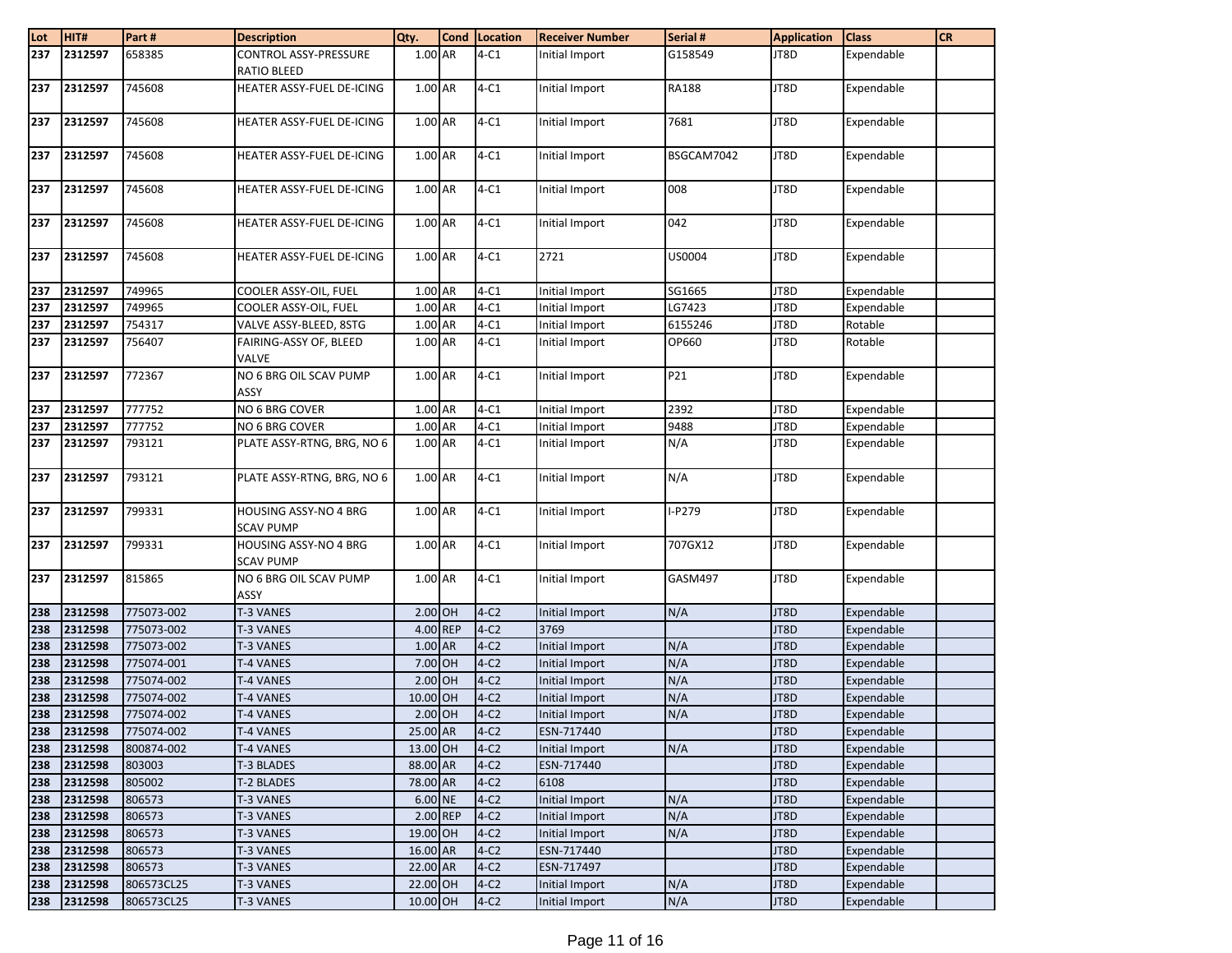| Lot | HIT# | Part # | Description | Qty. | Cond | Location | Receiver Number | Serial # | Application | Class | CR |
|---|---|---|---|---|---|---|---|---|---|---|---|
| 237 | 2312597 | 658385 | CONTROL ASSY-PRESSURE RATIO BLEED | 1.00 | AR | 4-C1 | Initial Import | G158549 | JT8D | Expendable | |
| 237 | 2312597 | 745608 | HEATER ASSY-FUEL DE-ICING | 1.00 | AR | 4-C1 | Initial Import | RA188 | JT8D | Expendable | |
| 237 | 2312597 | 745608 | HEATER ASSY-FUEL DE-ICING | 1.00 | AR | 4-C1 | Initial Import | 7681 | JT8D | Expendable | |
| 237 | 2312597 | 745608 | HEATER ASSY-FUEL DE-ICING | 1.00 | AR | 4-C1 | Initial Import | BSGCAM7042 | JT8D | Expendable | |
| 237 | 2312597 | 745608 | HEATER ASSY-FUEL DE-ICING | 1.00 | AR | 4-C1 | Initial Import | 008 | JT8D | Expendable | |
| 237 | 2312597 | 745608 | HEATER ASSY-FUEL DE-ICING | 1.00 | AR | 4-C1 | Initial Import | 042 | JT8D | Expendable | |
| 237 | 2312597 | 745608 | HEATER ASSY-FUEL DE-ICING | 1.00 | AR | 4-C1 | 2721 | US0004 | JT8D | Expendable | |
| 237 | 2312597 | 749965 | COOLER ASSY-OIL, FUEL | 1.00 | AR | 4-C1 | Initial Import | SG1665 | JT8D | Expendable | |
| 237 | 2312597 | 749965 | COOLER ASSY-OIL, FUEL | 1.00 | AR | 4-C1 | Initial Import | LG7423 | JT8D | Expendable | |
| 237 | 2312597 | 754317 | VALVE ASSY-BLEED, 8STG | 1.00 | AR | 4-C1 | Initial Import | 6155246 | JT8D | Rotable | |
| 237 | 2312597 | 756407 | FAIRING-ASSY OF, BLEED VALVE | 1.00 | AR | 4-C1 | Initial Import | OP660 | JT8D | Rotable | |
| 237 | 2312597 | 772367 | NO 6 BRG OIL SCAV PUMP ASSY | 1.00 | AR | 4-C1 | Initial Import | P21 | JT8D | Expendable | |
| 237 | 2312597 | 777752 | NO 6 BRG COVER | 1.00 | AR | 4-C1 | Initial Import | 2392 | JT8D | Expendable | |
| 237 | 2312597 | 777752 | NO 6 BRG COVER | 1.00 | AR | 4-C1 | Initial Import | 9488 | JT8D | Expendable | |
| 237 | 2312597 | 793121 | PLATE ASSY-RTNG, BRG, NO 6 | 1.00 | AR | 4-C1 | Initial Import | N/A | JT8D | Expendable | |
| 237 | 2312597 | 793121 | PLATE ASSY-RTNG, BRG, NO 6 | 1.00 | AR | 4-C1 | Initial Import | N/A | JT8D | Expendable | |
| 237 | 2312597 | 799331 | HOUSING ASSY-NO 4 BRG SCAV PUMP | 1.00 | AR | 4-C1 | Initial Import | I-P279 | JT8D | Expendable | |
| 237 | 2312597 | 799331 | HOUSING ASSY-NO 4 BRG SCAV PUMP | 1.00 | AR | 4-C1 | Initial Import | 707GX12 | JT8D | Expendable | |
| 237 | 2312597 | 815865 | NO 6 BRG OIL SCAV PUMP ASSY | 1.00 | AR | 4-C1 | Initial Import | GASM497 | JT8D | Expendable | |
| 238 | 2312598 | 775073-002 | T-3 VANES | 2.00 | OH | 4-C2 | Initial Import | N/A | JT8D | Expendable | |
| 238 | 2312598 | 775073-002 | T-3 VANES | 4.00 | REP | 4-C2 | 3769 | | JT8D | Expendable | |
| 238 | 2312598 | 775073-002 | T-3 VANES | 1.00 | AR | 4-C2 | Initial Import | N/A | JT8D | Expendable | |
| 238 | 2312598 | 775074-001 | T-4 VANES | 7.00 | OH | 4-C2 | Initial Import | N/A | JT8D | Expendable | |
| 238 | 2312598 | 775074-002 | T-4 VANES | 2.00 | OH | 4-C2 | Initial Import | N/A | JT8D | Expendable | |
| 238 | 2312598 | 775074-002 | T-4 VANES | 10.00 | OH | 4-C2 | Initial Import | N/A | JT8D | Expendable | |
| 238 | 2312598 | 775074-002 | T-4 VANES | 2.00 | OH | 4-C2 | Initial Import | N/A | JT8D | Expendable | |
| 238 | 2312598 | 775074-002 | T-4 VANES | 25.00 | AR | 4-C2 | ESN-717440 | | JT8D | Expendable | |
| 238 | 2312598 | 800874-002 | T-4 VANES | 13.00 | OH | 4-C2 | Initial Import | N/A | JT8D | Expendable | |
| 238 | 2312598 | 803003 | T-3 BLADES | 88.00 | AR | 4-C2 | ESN-717440 | | JT8D | Expendable | |
| 238 | 2312598 | 805002 | T-2 BLADES | 78.00 | AR | 4-C2 | 6108 | | JT8D | Expendable | |
| 238 | 2312598 | 806573 | T-3 VANES | 6.00 | NE | 4-C2 | Initial Import | N/A | JT8D | Expendable | |
| 238 | 2312598 | 806573 | T-3 VANES | 2.00 | REP | 4-C2 | Initial Import | N/A | JT8D | Expendable | |
| 238 | 2312598 | 806573 | T-3 VANES | 19.00 | OH | 4-C2 | Initial Import | N/A | JT8D | Expendable | |
| 238 | 2312598 | 806573 | T-3 VANES | 16.00 | AR | 4-C2 | ESN-717440 | | JT8D | Expendable | |
| 238 | 2312598 | 806573 | T-3 VANES | 22.00 | AR | 4-C2 | ESN-717497 | | JT8D | Expendable | |
| 238 | 2312598 | 806573CL25 | T-3 VANES | 22.00 | OH | 4-C2 | Initial Import | N/A | JT8D | Expendable | |
| 238 | 2312598 | 806573CL25 | T-3 VANES | 10.00 | OH | 4-C2 | Initial Import | N/A | JT8D | Expendable | |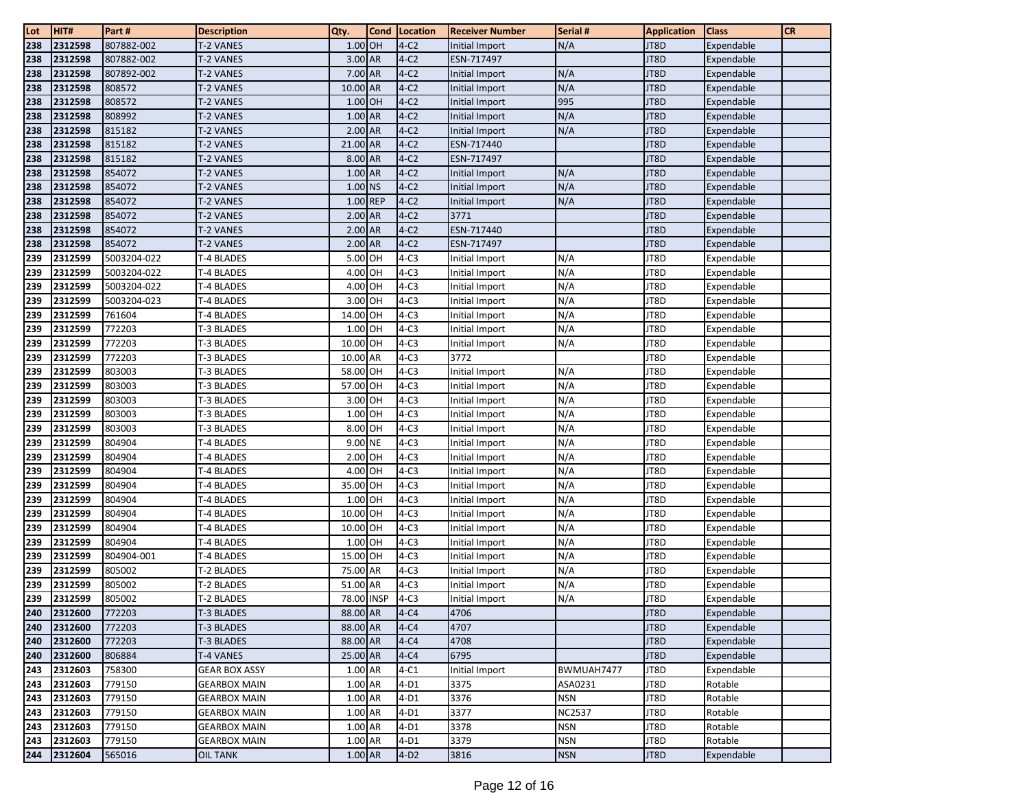| Lot | HIT# | Part # | Description | Qty. | Cond | Location | Receiver Number | Serial # | Application | Class | CR |
|---|---|---|---|---|---|---|---|---|---|---|---|
| 238 | 2312598 | 807882-002 | T-2 VANES | 1.00 | OH | 4-C2 | Initial Import | N/A | JT8D | Expendable | |
| 238 | 2312598 | 807882-002 | T-2 VANES | 3.00 | AR | 4-C2 | ESN-717497 | | JT8D | Expendable | |
| 238 | 2312598 | 807892-002 | T-2 VANES | 7.00 | AR | 4-C2 | Initial Import | N/A | JT8D | Expendable | |
| 238 | 2312598 | 808572 | T-2 VANES | 10.00 | AR | 4-C2 | Initial Import | N/A | JT8D | Expendable | |
| 238 | 2312598 | 808572 | T-2 VANES | 1.00 | OH | 4-C2 | Initial Import | 995 | JT8D | Expendable | |
| 238 | 2312598 | 808992 | T-2 VANES | 1.00 | AR | 4-C2 | Initial Import | N/A | JT8D | Expendable | |
| 238 | 2312598 | 815182 | T-2 VANES | 2.00 | AR | 4-C2 | Initial Import | N/A | JT8D | Expendable | |
| 238 | 2312598 | 815182 | T-2 VANES | 21.00 | AR | 4-C2 | ESN-717440 | | JT8D | Expendable | |
| 238 | 2312598 | 815182 | T-2 VANES | 8.00 | AR | 4-C2 | ESN-717497 | | JT8D | Expendable | |
| 238 | 2312598 | 854072 | T-2 VANES | 1.00 | AR | 4-C2 | Initial Import | N/A | JT8D | Expendable | |
| 238 | 2312598 | 854072 | T-2 VANES | 1.00 | NS | 4-C2 | Initial Import | N/A | JT8D | Expendable | |
| 238 | 2312598 | 854072 | T-2 VANES | 1.00 | REP | 4-C2 | Initial Import | N/A | JT8D | Expendable | |
| 238 | 2312598 | 854072 | T-2 VANES | 2.00 | AR | 4-C2 | 3771 | | JT8D | Expendable | |
| 238 | 2312598 | 854072 | T-2 VANES | 2.00 | AR | 4-C2 | ESN-717440 | | JT8D | Expendable | |
| 238 | 2312598 | 854072 | T-2 VANES | 2.00 | AR | 4-C2 | ESN-717497 | | JT8D | Expendable | |
| 239 | 2312599 | 5003204-022 | T-4 BLADES | 5.00 | OH | 4-C3 | Initial Import | N/A | JT8D | Expendable | |
| 239 | 2312599 | 5003204-022 | T-4 BLADES | 4.00 | OH | 4-C3 | Initial Import | N/A | JT8D | Expendable | |
| 239 | 2312599 | 5003204-022 | T-4 BLADES | 4.00 | OH | 4-C3 | Initial Import | N/A | JT8D | Expendable | |
| 239 | 2312599 | 5003204-023 | T-4 BLADES | 3.00 | OH | 4-C3 | Initial Import | N/A | JT8D | Expendable | |
| 239 | 2312599 | 761604 | T-4 BLADES | 14.00 | OH | 4-C3 | Initial Import | N/A | JT8D | Expendable | |
| 239 | 2312599 | 772203 | T-3 BLADES | 1.00 | OH | 4-C3 | Initial Import | N/A | JT8D | Expendable | |
| 239 | 2312599 | 772203 | T-3 BLADES | 10.00 | OH | 4-C3 | Initial Import | N/A | JT8D | Expendable | |
| 239 | 2312599 | 772203 | T-3 BLADES | 10.00 | AR | 4-C3 | 3772 | | JT8D | Expendable | |
| 239 | 2312599 | 803003 | T-3 BLADES | 58.00 | OH | 4-C3 | Initial Import | N/A | JT8D | Expendable | |
| 239 | 2312599 | 803003 | T-3 BLADES | 57.00 | OH | 4-C3 | Initial Import | N/A | JT8D | Expendable | |
| 239 | 2312599 | 803003 | T-3 BLADES | 3.00 | OH | 4-C3 | Initial Import | N/A | JT8D | Expendable | |
| 239 | 2312599 | 803003 | T-3 BLADES | 1.00 | OH | 4-C3 | Initial Import | N/A | JT8D | Expendable | |
| 239 | 2312599 | 803003 | T-3 BLADES | 8.00 | OH | 4-C3 | Initial Import | N/A | JT8D | Expendable | |
| 239 | 2312599 | 804904 | T-4 BLADES | 9.00 | NE | 4-C3 | Initial Import | N/A | JT8D | Expendable | |
| 239 | 2312599 | 804904 | T-4 BLADES | 2.00 | OH | 4-C3 | Initial Import | N/A | JT8D | Expendable | |
| 239 | 2312599 | 804904 | T-4 BLADES | 4.00 | OH | 4-C3 | Initial Import | N/A | JT8D | Expendable | |
| 239 | 2312599 | 804904 | T-4 BLADES | 35.00 | OH | 4-C3 | Initial Import | N/A | JT8D | Expendable | |
| 239 | 2312599 | 804904 | T-4 BLADES | 1.00 | OH | 4-C3 | Initial Import | N/A | JT8D | Expendable | |
| 239 | 2312599 | 804904 | T-4 BLADES | 10.00 | OH | 4-C3 | Initial Import | N/A | JT8D | Expendable | |
| 239 | 2312599 | 804904 | T-4 BLADES | 10.00 | OH | 4-C3 | Initial Import | N/A | JT8D | Expendable | |
| 239 | 2312599 | 804904 | T-4 BLADES | 1.00 | OH | 4-C3 | Initial Import | N/A | JT8D | Expendable | |
| 239 | 2312599 | 804904-001 | T-4 BLADES | 15.00 | OH | 4-C3 | Initial Import | N/A | JT8D | Expendable | |
| 239 | 2312599 | 805002 | T-2 BLADES | 75.00 | AR | 4-C3 | Initial Import | N/A | JT8D | Expendable | |
| 239 | 2312599 | 805002 | T-2 BLADES | 51.00 | AR | 4-C3 | Initial Import | N/A | JT8D | Expendable | |
| 239 | 2312599 | 805002 | T-2 BLADES | 78.00 | INSP | 4-C3 | Initial Import | N/A | JT8D | Expendable | |
| 240 | 2312600 | 772203 | T-3 BLADES | 88.00 | AR | 4-C4 | 4706 | | JT8D | Expendable | |
| 240 | 2312600 | 772203 | T-3 BLADES | 88.00 | AR | 4-C4 | 4707 | | JT8D | Expendable | |
| 240 | 2312600 | 772203 | T-3 BLADES | 88.00 | AR | 4-C4 | 4708 | | JT8D | Expendable | |
| 240 | 2312600 | 806884 | T-4 VANES | 25.00 | AR | 4-C4 | 6795 | | JT8D | Expendable | |
| 243 | 2312603 | 758300 | GEAR BOX ASSY | 1.00 | AR | 4-C1 | Initial Import | BWMUAH7477 | JT8D | Expendable | |
| 243 | 2312603 | 779150 | GEARBOX MAIN | 1.00 | AR | 4-D1 | 3375 | ASA0231 | JT8D | Rotable | |
| 243 | 2312603 | 779150 | GEARBOX MAIN | 1.00 | AR | 4-D1 | 3376 | NSN | JT8D | Rotable | |
| 243 | 2312603 | 779150 | GEARBOX MAIN | 1.00 | AR | 4-D1 | 3377 | NC2537 | JT8D | Rotable | |
| 243 | 2312603 | 779150 | GEARBOX MAIN | 1.00 | AR | 4-D1 | 3378 | NSN | JT8D | Rotable | |
| 243 | 2312603 | 779150 | GEARBOX MAIN | 1.00 | AR | 4-D1 | 3379 | NSN | JT8D | Rotable | |
| 244 | 2312604 | 565016 | OIL TANK | 1.00 | AR | 4-D2 | 3816 | NSN | JT8D | Expendable | |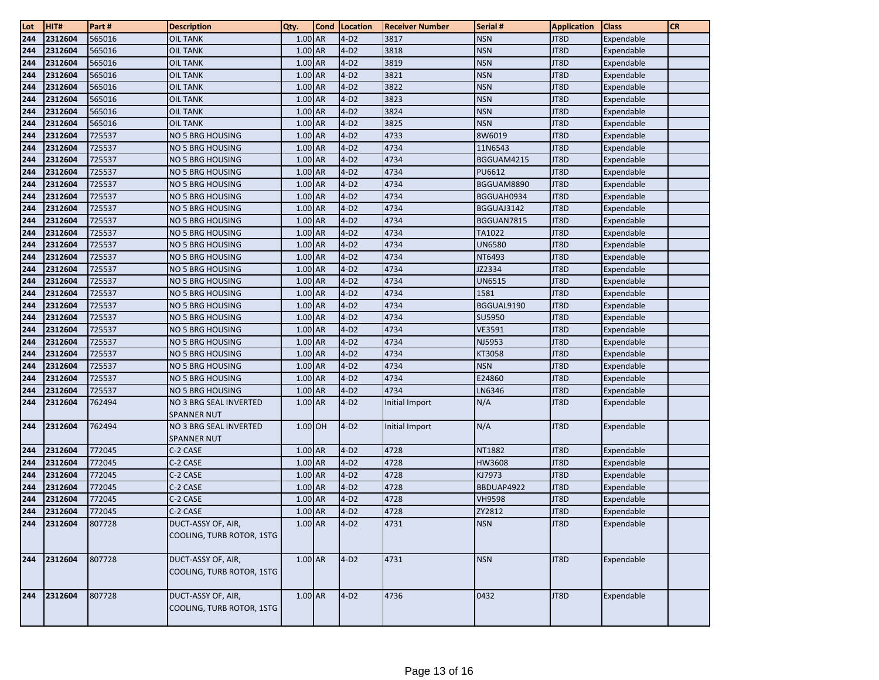| Lot | HIT# | Part # | Description | Qty. | Cond | Location | Receiver Number | Serial # | Application | Class | CR |
|---|---|---|---|---|---|---|---|---|---|---|---|
| 244 | 2312604 | 565016 | OIL TANK | 1.00 | AR | 4-D2 | 3817 | NSN | JT8D | Expendable | |
| 244 | 2312604 | 565016 | OIL TANK | 1.00 | AR | 4-D2 | 3818 | NSN | JT8D | Expendable | |
| 244 | 2312604 | 565016 | OIL TANK | 1.00 | AR | 4-D2 | 3819 | NSN | JT8D | Expendable | |
| 244 | 2312604 | 565016 | OIL TANK | 1.00 | AR | 4-D2 | 3821 | NSN | JT8D | Expendable | |
| 244 | 2312604 | 565016 | OIL TANK | 1.00 | AR | 4-D2 | 3822 | NSN | JT8D | Expendable | |
| 244 | 2312604 | 565016 | OIL TANK | 1.00 | AR | 4-D2 | 3823 | NSN | JT8D | Expendable | |
| 244 | 2312604 | 565016 | OIL TANK | 1.00 | AR | 4-D2 | 3824 | NSN | JT8D | Expendable | |
| 244 | 2312604 | 565016 | OIL TANK | 1.00 | AR | 4-D2 | 3825 | NSN | JT8D | Expendable | |
| 244 | 2312604 | 725537 | NO 5 BRG HOUSING | 1.00 | AR | 4-D2 | 4733 | 8W6019 | JT8D | Expendable | |
| 244 | 2312604 | 725537 | NO 5 BRG HOUSING | 1.00 | AR | 4-D2 | 4734 | 11N6543 | JT8D | Expendable | |
| 244 | 2312604 | 725537 | NO 5 BRG HOUSING | 1.00 | AR | 4-D2 | 4734 | BGGUAM4215 | JT8D | Expendable | |
| 244 | 2312604 | 725537 | NO 5 BRG HOUSING | 1.00 | AR | 4-D2 | 4734 | PU6612 | JT8D | Expendable | |
| 244 | 2312604 | 725537 | NO 5 BRG HOUSING | 1.00 | AR | 4-D2 | 4734 | BGGUAM8890 | JT8D | Expendable | |
| 244 | 2312604 | 725537 | NO 5 BRG HOUSING | 1.00 | AR | 4-D2 | 4734 | BGGUAH0934 | JT8D | Expendable | |
| 244 | 2312604 | 725537 | NO 5 BRG HOUSING | 1.00 | AR | 4-D2 | 4734 | BGGUAJ3142 | JT8D | Expendable | |
| 244 | 2312604 | 725537 | NO 5 BRG HOUSING | 1.00 | AR | 4-D2 | 4734 | BGGUAN7815 | JT8D | Expendable | |
| 244 | 2312604 | 725537 | NO 5 BRG HOUSING | 1.00 | AR | 4-D2 | 4734 | TA1022 | JT8D | Expendable | |
| 244 | 2312604 | 725537 | NO 5 BRG HOUSING | 1.00 | AR | 4-D2 | 4734 | UN6580 | JT8D | Expendable | |
| 244 | 2312604 | 725537 | NO 5 BRG HOUSING | 1.00 | AR | 4-D2 | 4734 | NT6493 | JT8D | Expendable | |
| 244 | 2312604 | 725537 | NO 5 BRG HOUSING | 1.00 | AR | 4-D2 | 4734 | JZ2334 | JT8D | Expendable | |
| 244 | 2312604 | 725537 | NO 5 BRG HOUSING | 1.00 | AR | 4-D2 | 4734 | UN6515 | JT8D | Expendable | |
| 244 | 2312604 | 725537 | NO 5 BRG HOUSING | 1.00 | AR | 4-D2 | 4734 | 1581 | JT8D | Expendable | |
| 244 | 2312604 | 725537 | NO 5 BRG HOUSING | 1.00 | AR | 4-D2 | 4734 | BGGUAL9190 | JT8D | Expendable | |
| 244 | 2312604 | 725537 | NO 5 BRG HOUSING | 1.00 | AR | 4-D2 | 4734 | SU5950 | JT8D | Expendable | |
| 244 | 2312604 | 725537 | NO 5 BRG HOUSING | 1.00 | AR | 4-D2 | 4734 | VE3591 | JT8D | Expendable | |
| 244 | 2312604 | 725537 | NO 5 BRG HOUSING | 1.00 | AR | 4-D2 | 4734 | NJ5953 | JT8D | Expendable | |
| 244 | 2312604 | 725537 | NO 5 BRG HOUSING | 1.00 | AR | 4-D2 | 4734 | KT3058 | JT8D | Expendable | |
| 244 | 2312604 | 725537 | NO 5 BRG HOUSING | 1.00 | AR | 4-D2 | 4734 | NSN | JT8D | Expendable | |
| 244 | 2312604 | 725537 | NO 5 BRG HOUSING | 1.00 | AR | 4-D2 | 4734 | E24860 | JT8D | Expendable | |
| 244 | 2312604 | 725537 | NO 5 BRG HOUSING | 1.00 | AR | 4-D2 | 4734 | LN6346 | JT8D | Expendable | |
| 244 | 2312604 | 762494 | NO 3 BRG SEAL INVERTED SPANNER NUT | 1.00 | AR | 4-D2 | Initial Import | N/A | JT8D | Expendable | |
| 244 | 2312604 | 762494 | NO 3 BRG SEAL INVERTED SPANNER NUT | 1.00 | OH | 4-D2 | Initial Import | N/A | JT8D | Expendable | |
| 244 | 2312604 | 772045 | C-2 CASE | 1.00 | AR | 4-D2 | 4728 | NT1882 | JT8D | Expendable | |
| 244 | 2312604 | 772045 | C-2 CASE | 1.00 | AR | 4-D2 | 4728 | HW3608 | JT8D | Expendable | |
| 244 | 2312604 | 772045 | C-2 CASE | 1.00 | AR | 4-D2 | 4728 | KJ7973 | JT8D | Expendable | |
| 244 | 2312604 | 772045 | C-2 CASE | 1.00 | AR | 4-D2 | 4728 | BBDUAP4922 | JT8D | Expendable | |
| 244 | 2312604 | 772045 | C-2 CASE | 1.00 | AR | 4-D2 | 4728 | VH9598 | JT8D | Expendable | |
| 244 | 2312604 | 772045 | C-2 CASE | 1.00 | AR | 4-D2 | 4728 | ZY2812 | JT8D | Expendable | |
| 244 | 2312604 | 807728 | DUCT-ASSY OF, AIR, COOLING, TURB ROTOR, 1STG | 1.00 | AR | 4-D2 | 4731 | NSN | JT8D | Expendable | |
| 244 | 2312604 | 807728 | DUCT-ASSY OF, AIR, COOLING, TURB ROTOR, 1STG | 1.00 | AR | 4-D2 | 4731 | NSN | JT8D | Expendable | |
| 244 | 2312604 | 807728 | DUCT-ASSY OF, AIR, COOLING, TURB ROTOR, 1STG | 1.00 | AR | 4-D2 | 4736 | 0432 | JT8D | Expendable | |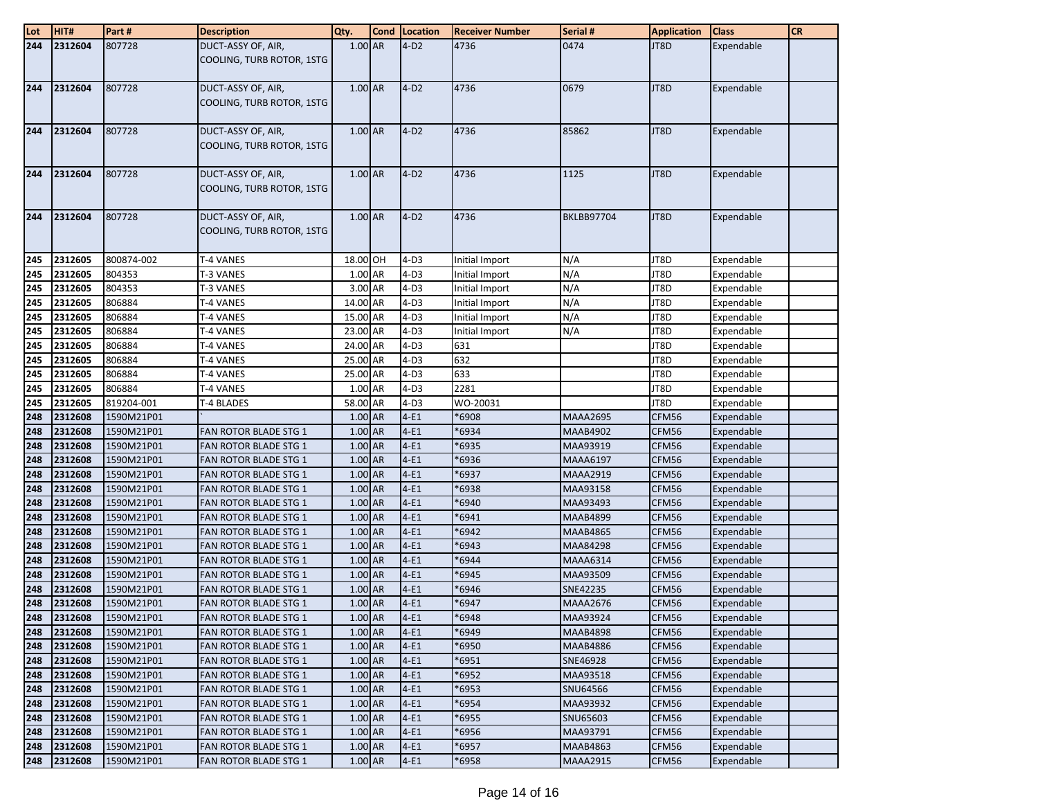| Lot | HIT# | Part # | Description | Qty. | Cond | Location | Receiver Number | Serial # | Application | Class | CR |
|---|---|---|---|---|---|---|---|---|---|---|---|
| 244 | 2312604 | 807728 | DUCT-ASSY OF, AIR, COOLING, TURB ROTOR, 1STG | 1.00 | AR | 4-D2 | 4736 | 0474 | JT8D | Expendable | |
| 244 | 2312604 | 807728 | DUCT-ASSY OF, AIR, COOLING, TURB ROTOR, 1STG | 1.00 | AR | 4-D2 | 4736 | 0679 | JT8D | Expendable | |
| 244 | 2312604 | 807728 | DUCT-ASSY OF, AIR, COOLING, TURB ROTOR, 1STG | 1.00 | AR | 4-D2 | 4736 | 85862 | JT8D | Expendable | |
| 244 | 2312604 | 807728 | DUCT-ASSY OF, AIR, COOLING, TURB ROTOR, 1STG | 1.00 | AR | 4-D2 | 4736 | 1125 | JT8D | Expendable | |
| 244 | 2312604 | 807728 | DUCT-ASSY OF, AIR, COOLING, TURB ROTOR, 1STG | 1.00 | AR | 4-D2 | 4736 | BKLBB97704 | JT8D | Expendable | |
| 245 | 2312605 | 800874-002 | T-4 VANES | 18.00 | OH | 4-D3 | Initial Import | N/A | JT8D | Expendable | |
| 245 | 2312605 | 804353 | T-3 VANES | 1.00 | AR | 4-D3 | Initial Import | N/A | JT8D | Expendable | |
| 245 | 2312605 | 804353 | T-3 VANES | 3.00 | AR | 4-D3 | Initial Import | N/A | JT8D | Expendable | |
| 245 | 2312605 | 806884 | T-4 VANES | 14.00 | AR | 4-D3 | Initial Import | N/A | JT8D | Expendable | |
| 245 | 2312605 | 806884 | T-4 VANES | 15.00 | AR | 4-D3 | Initial Import | N/A | JT8D | Expendable | |
| 245 | 2312605 | 806884 | T-4 VANES | 23.00 | AR | 4-D3 | Initial Import | N/A | JT8D | Expendable | |
| 245 | 2312605 | 806884 | T-4 VANES | 24.00 | AR | 4-D3 | 631 | | JT8D | Expendable | |
| 245 | 2312605 | 806884 | T-4 VANES | 25.00 | AR | 4-D3 | 632 | | JT8D | Expendable | |
| 245 | 2312605 | 806884 | T-4 VANES | 25.00 | AR | 4-D3 | 633 | | JT8D | Expendable | |
| 245 | 2312605 | 806884 | T-4 VANES | 1.00 | AR | 4-D3 | 2281 | | JT8D | Expendable | |
| 245 | 2312605 | 819204-001 | T-4 BLADES | 58.00 | AR | 4-D3 | WO-20031 | | JT8D | Expendable | |
| 248 | 2312608 | 1590M21P01 | ` | 1.00 | AR | 4-E1 | *6908 | MAAA2695 | CFM56 | Expendable | |
| 248 | 2312608 | 1590M21P01 | FAN ROTOR BLADE STG 1 | 1.00 | AR | 4-E1 | *6934 | MAAB4902 | CFM56 | Expendable | |
| 248 | 2312608 | 1590M21P01 | FAN ROTOR BLADE STG 1 | 1.00 | AR | 4-E1 | *6935 | MAA93919 | CFM56 | Expendable | |
| 248 | 2312608 | 1590M21P01 | FAN ROTOR BLADE STG 1 | 1.00 | AR | 4-E1 | *6936 | MAAA6197 | CFM56 | Expendable | |
| 248 | 2312608 | 1590M21P01 | FAN ROTOR BLADE STG 1 | 1.00 | AR | 4-E1 | *6937 | MAAA2919 | CFM56 | Expendable | |
| 248 | 2312608 | 1590M21P01 | FAN ROTOR BLADE STG 1 | 1.00 | AR | 4-E1 | *6938 | MAA93158 | CFM56 | Expendable | |
| 248 | 2312608 | 1590M21P01 | FAN ROTOR BLADE STG 1 | 1.00 | AR | 4-E1 | *6940 | MAA93493 | CFM56 | Expendable | |
| 248 | 2312608 | 1590M21P01 | FAN ROTOR BLADE STG 1 | 1.00 | AR | 4-E1 | *6941 | MAAB4899 | CFM56 | Expendable | |
| 248 | 2312608 | 1590M21P01 | FAN ROTOR BLADE STG 1 | 1.00 | AR | 4-E1 | *6942 | MAAB4865 | CFM56 | Expendable | |
| 248 | 2312608 | 1590M21P01 | FAN ROTOR BLADE STG 1 | 1.00 | AR | 4-E1 | *6943 | MAA84298 | CFM56 | Expendable | |
| 248 | 2312608 | 1590M21P01 | FAN ROTOR BLADE STG 1 | 1.00 | AR | 4-E1 | *6944 | MAAA6314 | CFM56 | Expendable | |
| 248 | 2312608 | 1590M21P01 | FAN ROTOR BLADE STG 1 | 1.00 | AR | 4-E1 | *6945 | MAA93509 | CFM56 | Expendable | |
| 248 | 2312608 | 1590M21P01 | FAN ROTOR BLADE STG 1 | 1.00 | AR | 4-E1 | *6946 | SNE42235 | CFM56 | Expendable | |
| 248 | 2312608 | 1590M21P01 | FAN ROTOR BLADE STG 1 | 1.00 | AR | 4-E1 | *6947 | MAAA2676 | CFM56 | Expendable | |
| 248 | 2312608 | 1590M21P01 | FAN ROTOR BLADE STG 1 | 1.00 | AR | 4-E1 | *6948 | MAA93924 | CFM56 | Expendable | |
| 248 | 2312608 | 1590M21P01 | FAN ROTOR BLADE STG 1 | 1.00 | AR | 4-E1 | *6949 | MAAB4898 | CFM56 | Expendable | |
| 248 | 2312608 | 1590M21P01 | FAN ROTOR BLADE STG 1 | 1.00 | AR | 4-E1 | *6950 | MAAB4886 | CFM56 | Expendable | |
| 248 | 2312608 | 1590M21P01 | FAN ROTOR BLADE STG 1 | 1.00 | AR | 4-E1 | *6951 | SNE46928 | CFM56 | Expendable | |
| 248 | 2312608 | 1590M21P01 | FAN ROTOR BLADE STG 1 | 1.00 | AR | 4-E1 | *6952 | MAA93518 | CFM56 | Expendable | |
| 248 | 2312608 | 1590M21P01 | FAN ROTOR BLADE STG 1 | 1.00 | AR | 4-E1 | *6953 | SNU64566 | CFM56 | Expendable | |
| 248 | 2312608 | 1590M21P01 | FAN ROTOR BLADE STG 1 | 1.00 | AR | 4-E1 | *6954 | MAA93932 | CFM56 | Expendable | |
| 248 | 2312608 | 1590M21P01 | FAN ROTOR BLADE STG 1 | 1.00 | AR | 4-E1 | *6955 | SNU65603 | CFM56 | Expendable | |
| 248 | 2312608 | 1590M21P01 | FAN ROTOR BLADE STG 1 | 1.00 | AR | 4-E1 | *6956 | MAA93791 | CFM56 | Expendable | |
| 248 | 2312608 | 1590M21P01 | FAN ROTOR BLADE STG 1 | 1.00 | AR | 4-E1 | *6957 | MAAB4863 | CFM56 | Expendable | |
| 248 | 2312608 | 1590M21P01 | FAN ROTOR BLADE STG 1 | 1.00 | AR | 4-E1 | *6958 | MAAA2915 | CFM56 | Expendable | |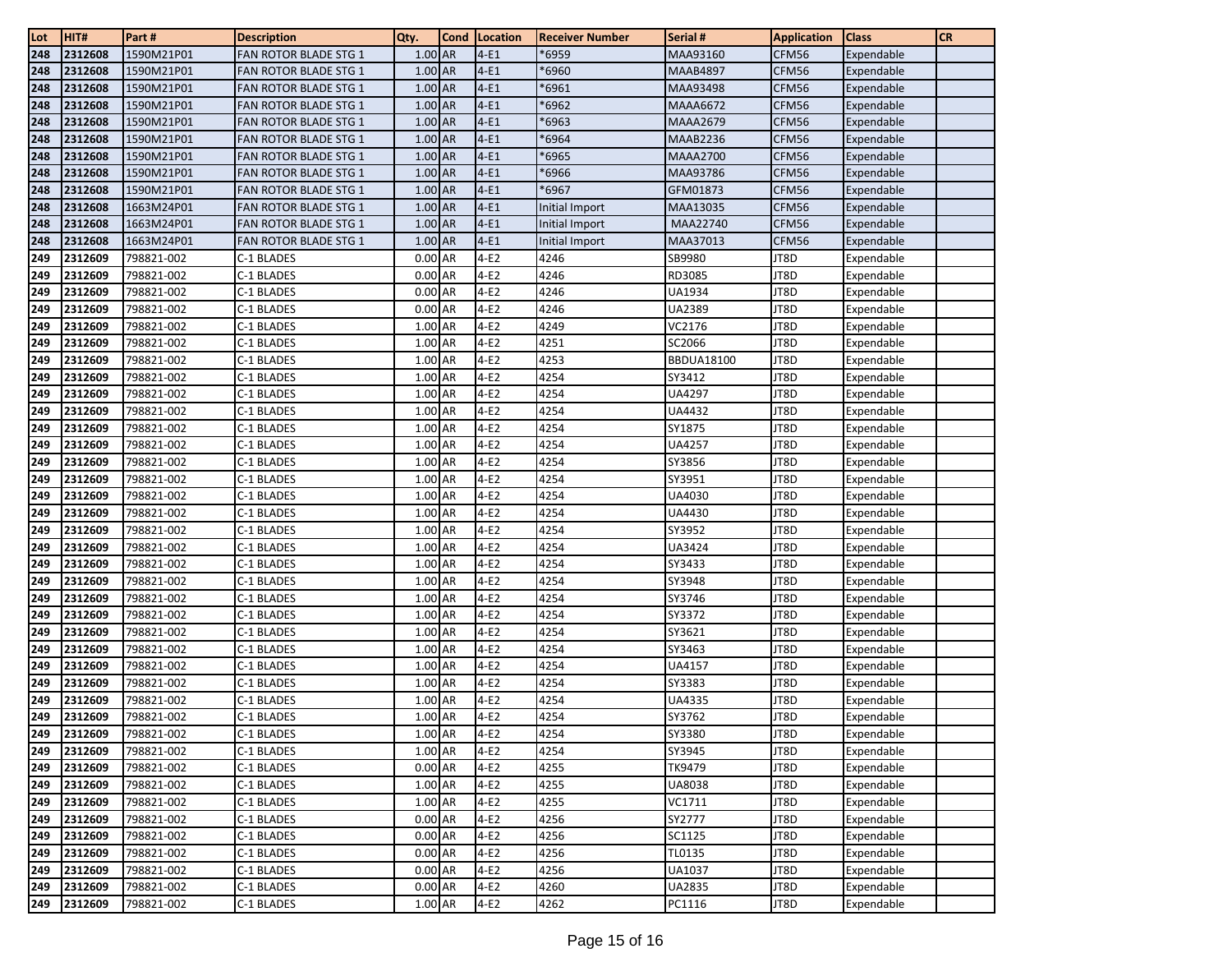| Lot | HIT# | Part # | Description | Qty. | Cond | Location | Receiver Number | Serial # | Application | Class | CR |
|---|---|---|---|---|---|---|---|---|---|---|---|
| 248 | 2312608 | 1590M21P01 | FAN ROTOR BLADE STG 1 | 1.00 | AR | 4-E1 | *6959 | MAA93160 | CFM56 | Expendable | |
| 248 | 2312608 | 1590M21P01 | FAN ROTOR BLADE STG 1 | 1.00 | AR | 4-E1 | *6960 | MAAB4897 | CFM56 | Expendable | |
| 248 | 2312608 | 1590M21P01 | FAN ROTOR BLADE STG 1 | 1.00 | AR | 4-E1 | *6961 | MAA93498 | CFM56 | Expendable | |
| 248 | 2312608 | 1590M21P01 | FAN ROTOR BLADE STG 1 | 1.00 | AR | 4-E1 | *6962 | MAAA6672 | CFM56 | Expendable | |
| 248 | 2312608 | 1590M21P01 | FAN ROTOR BLADE STG 1 | 1.00 | AR | 4-E1 | *6963 | MAAA2679 | CFM56 | Expendable | |
| 248 | 2312608 | 1590M21P01 | FAN ROTOR BLADE STG 1 | 1.00 | AR | 4-E1 | *6964 | MAAB2236 | CFM56 | Expendable | |
| 248 | 2312608 | 1590M21P01 | FAN ROTOR BLADE STG 1 | 1.00 | AR | 4-E1 | *6965 | MAAA2700 | CFM56 | Expendable | |
| 248 | 2312608 | 1590M21P01 | FAN ROTOR BLADE STG 1 | 1.00 | AR | 4-E1 | *6966 | MAA93786 | CFM56 | Expendable | |
| 248 | 2312608 | 1590M21P01 | FAN ROTOR BLADE STG 1 | 1.00 | AR | 4-E1 | *6967 | GFM01873 | CFM56 | Expendable | |
| 248 | 2312608 | 1663M24P01 | FAN ROTOR BLADE STG 1 | 1.00 | AR | 4-E1 | Initial Import | MAA13035 | CFM56 | Expendable | |
| 248 | 2312608 | 1663M24P01 | FAN ROTOR BLADE STG 1 | 1.00 | AR | 4-E1 | Initial Import | MAA22740 | CFM56 | Expendable | |
| 248 | 2312608 | 1663M24P01 | FAN ROTOR BLADE STG 1 | 1.00 | AR | 4-E1 | Initial Import | MAA37013 | CFM56 | Expendable | |
| 249 | 2312609 | 798821-002 | C-1 BLADES | 0.00 | AR | 4-E2 | 4246 | SB9980 | JT8D | Expendable | |
| 249 | 2312609 | 798821-002 | C-1 BLADES | 0.00 | AR | 4-E2 | 4246 | RD3085 | JT8D | Expendable | |
| 249 | 2312609 | 798821-002 | C-1 BLADES | 0.00 | AR | 4-E2 | 4246 | UA1934 | JT8D | Expendable | |
| 249 | 2312609 | 798821-002 | C-1 BLADES | 0.00 | AR | 4-E2 | 4246 | UA2389 | JT8D | Expendable | |
| 249 | 2312609 | 798821-002 | C-1 BLADES | 1.00 | AR | 4-E2 | 4249 | VC2176 | JT8D | Expendable | |
| 249 | 2312609 | 798821-002 | C-1 BLADES | 1.00 | AR | 4-E2 | 4251 | SC2066 | JT8D | Expendable | |
| 249 | 2312609 | 798821-002 | C-1 BLADES | 1.00 | AR | 4-E2 | 4253 | BBDUA18100 | JT8D | Expendable | |
| 249 | 2312609 | 798821-002 | C-1 BLADES | 1.00 | AR | 4-E2 | 4254 | SY3412 | JT8D | Expendable | |
| 249 | 2312609 | 798821-002 | C-1 BLADES | 1.00 | AR | 4-E2 | 4254 | UA4297 | JT8D | Expendable | |
| 249 | 2312609 | 798821-002 | C-1 BLADES | 1.00 | AR | 4-E2 | 4254 | UA4432 | JT8D | Expendable | |
| 249 | 2312609 | 798821-002 | C-1 BLADES | 1.00 | AR | 4-E2 | 4254 | SY1875 | JT8D | Expendable | |
| 249 | 2312609 | 798821-002 | C-1 BLADES | 1.00 | AR | 4-E2 | 4254 | UA4257 | JT8D | Expendable | |
| 249 | 2312609 | 798821-002 | C-1 BLADES | 1.00 | AR | 4-E2 | 4254 | SY3856 | JT8D | Expendable | |
| 249 | 2312609 | 798821-002 | C-1 BLADES | 1.00 | AR | 4-E2 | 4254 | SY3951 | JT8D | Expendable | |
| 249 | 2312609 | 798821-002 | C-1 BLADES | 1.00 | AR | 4-E2 | 4254 | UA4030 | JT8D | Expendable | |
| 249 | 2312609 | 798821-002 | C-1 BLADES | 1.00 | AR | 4-E2 | 4254 | UA4430 | JT8D | Expendable | |
| 249 | 2312609 | 798821-002 | C-1 BLADES | 1.00 | AR | 4-E2 | 4254 | SY3952 | JT8D | Expendable | |
| 249 | 2312609 | 798821-002 | C-1 BLADES | 1.00 | AR | 4-E2 | 4254 | UA3424 | JT8D | Expendable | |
| 249 | 2312609 | 798821-002 | C-1 BLADES | 1.00 | AR | 4-E2 | 4254 | SY3433 | JT8D | Expendable | |
| 249 | 2312609 | 798821-002 | C-1 BLADES | 1.00 | AR | 4-E2 | 4254 | SY3948 | JT8D | Expendable | |
| 249 | 2312609 | 798821-002 | C-1 BLADES | 1.00 | AR | 4-E2 | 4254 | SY3746 | JT8D | Expendable | |
| 249 | 2312609 | 798821-002 | C-1 BLADES | 1.00 | AR | 4-E2 | 4254 | SY3372 | JT8D | Expendable | |
| 249 | 2312609 | 798821-002 | C-1 BLADES | 1.00 | AR | 4-E2 | 4254 | SY3621 | JT8D | Expendable | |
| 249 | 2312609 | 798821-002 | C-1 BLADES | 1.00 | AR | 4-E2 | 4254 | SY3463 | JT8D | Expendable | |
| 249 | 2312609 | 798821-002 | C-1 BLADES | 1.00 | AR | 4-E2 | 4254 | UA4157 | JT8D | Expendable | |
| 249 | 2312609 | 798821-002 | C-1 BLADES | 1.00 | AR | 4-E2 | 4254 | SY3383 | JT8D | Expendable | |
| 249 | 2312609 | 798821-002 | C-1 BLADES | 1.00 | AR | 4-E2 | 4254 | UA4335 | JT8D | Expendable | |
| 249 | 2312609 | 798821-002 | C-1 BLADES | 1.00 | AR | 4-E2 | 4254 | SY3762 | JT8D | Expendable | |
| 249 | 2312609 | 798821-002 | C-1 BLADES | 1.00 | AR | 4-E2 | 4254 | SY3380 | JT8D | Expendable | |
| 249 | 2312609 | 798821-002 | C-1 BLADES | 1.00 | AR | 4-E2 | 4254 | SY3945 | JT8D | Expendable | |
| 249 | 2312609 | 798821-002 | C-1 BLADES | 0.00 | AR | 4-E2 | 4255 | TK9479 | JT8D | Expendable | |
| 249 | 2312609 | 798821-002 | C-1 BLADES | 1.00 | AR | 4-E2 | 4255 | UA8038 | JT8D | Expendable | |
| 249 | 2312609 | 798821-002 | C-1 BLADES | 1.00 | AR | 4-E2 | 4255 | VC1711 | JT8D | Expendable | |
| 249 | 2312609 | 798821-002 | C-1 BLADES | 0.00 | AR | 4-E2 | 4256 | SY2777 | JT8D | Expendable | |
| 249 | 2312609 | 798821-002 | C-1 BLADES | 0.00 | AR | 4-E2 | 4256 | SC1125 | JT8D | Expendable | |
| 249 | 2312609 | 798821-002 | C-1 BLADES | 0.00 | AR | 4-E2 | 4256 | TL0135 | JT8D | Expendable | |
| 249 | 2312609 | 798821-002 | C-1 BLADES | 0.00 | AR | 4-E2 | 4256 | UA1037 | JT8D | Expendable | |
| 249 | 2312609 | 798821-002 | C-1 BLADES | 0.00 | AR | 4-E2 | 4260 | UA2835 | JT8D | Expendable | |
| 249 | 2312609 | 798821-002 | C-1 BLADES | 1.00 | AR | 4-E2 | 4262 | PC1116 | JT8D | Expendable | |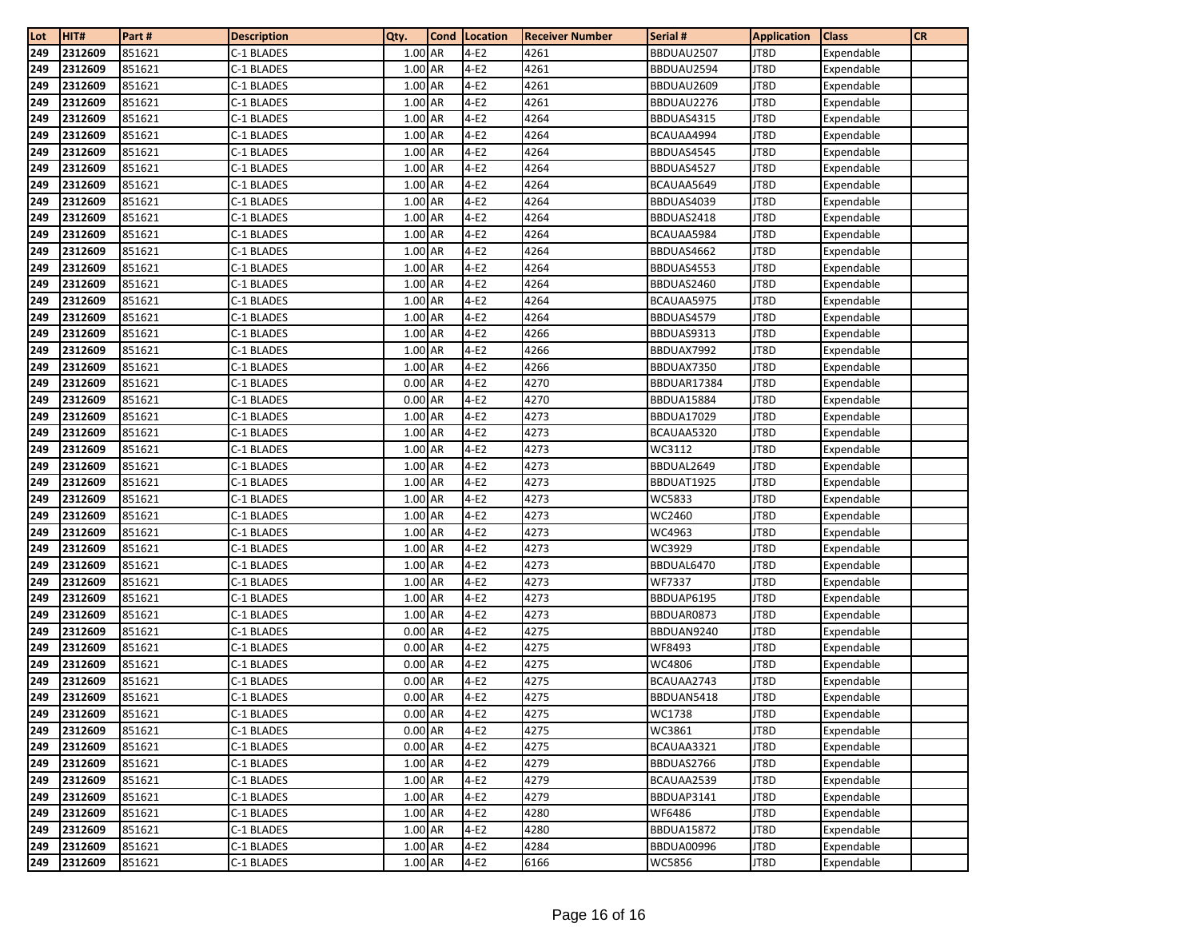| Lot | HIT# | Part # | Description | Qty. | Cond | Location | Receiver Number | Serial # | Application | Class | CR |
|---|---|---|---|---|---|---|---|---|---|---|---|
| 249 | 2312609 | 851621 | C-1 BLADES | 1.00 | AR | 4-E2 | 4261 | BBDUAU2507 | JT8D | Expendable | |
| 249 | 2312609 | 851621 | C-1 BLADES | 1.00 | AR | 4-E2 | 4261 | BBDUAU2594 | JT8D | Expendable | |
| 249 | 2312609 | 851621 | C-1 BLADES | 1.00 | AR | 4-E2 | 4261 | BBDUAU2609 | JT8D | Expendable | |
| 249 | 2312609 | 851621 | C-1 BLADES | 1.00 | AR | 4-E2 | 4261 | BBDUAU2276 | JT8D | Expendable | |
| 249 | 2312609 | 851621 | C-1 BLADES | 1.00 | AR | 4-E2 | 4264 | BBDUAS4315 | JT8D | Expendable | |
| 249 | 2312609 | 851621 | C-1 BLADES | 1.00 | AR | 4-E2 | 4264 | BCAUAA4994 | JT8D | Expendable | |
| 249 | 2312609 | 851621 | C-1 BLADES | 1.00 | AR | 4-E2 | 4264 | BBDUAS4545 | JT8D | Expendable | |
| 249 | 2312609 | 851621 | C-1 BLADES | 1.00 | AR | 4-E2 | 4264 | BBDUAS4527 | JT8D | Expendable | |
| 249 | 2312609 | 851621 | C-1 BLADES | 1.00 | AR | 4-E2 | 4264 | BCAUAA5649 | JT8D | Expendable | |
| 249 | 2312609 | 851621 | C-1 BLADES | 1.00 | AR | 4-E2 | 4264 | BBDUAS4039 | JT8D | Expendable | |
| 249 | 2312609 | 851621 | C-1 BLADES | 1.00 | AR | 4-E2 | 4264 | BBDUAS2418 | JT8D | Expendable | |
| 249 | 2312609 | 851621 | C-1 BLADES | 1.00 | AR | 4-E2 | 4264 | BCAUAA5984 | JT8D | Expendable | |
| 249 | 2312609 | 851621 | C-1 BLADES | 1.00 | AR | 4-E2 | 4264 | BBDUAS4662 | JT8D | Expendable | |
| 249 | 2312609 | 851621 | C-1 BLADES | 1.00 | AR | 4-E2 | 4264 | BBDUAS4553 | JT8D | Expendable | |
| 249 | 2312609 | 851621 | C-1 BLADES | 1.00 | AR | 4-E2 | 4264 | BBDUAS2460 | JT8D | Expendable | |
| 249 | 2312609 | 851621 | C-1 BLADES | 1.00 | AR | 4-E2 | 4264 | BCAUAA5975 | JT8D | Expendable | |
| 249 | 2312609 | 851621 | C-1 BLADES | 1.00 | AR | 4-E2 | 4264 | BBDUAS4579 | JT8D | Expendable | |
| 249 | 2312609 | 851621 | C-1 BLADES | 1.00 | AR | 4-E2 | 4266 | BBDUAS9313 | JT8D | Expendable | |
| 249 | 2312609 | 851621 | C-1 BLADES | 1.00 | AR | 4-E2 | 4266 | BBDUAX7992 | JT8D | Expendable | |
| 249 | 2312609 | 851621 | C-1 BLADES | 1.00 | AR | 4-E2 | 4266 | BBDUAX7350 | JT8D | Expendable | |
| 249 | 2312609 | 851621 | C-1 BLADES | 0.00 | AR | 4-E2 | 4270 | BBDUAR17384 | JT8D | Expendable | |
| 249 | 2312609 | 851621 | C-1 BLADES | 0.00 | AR | 4-E2 | 4270 | BBDUA15884 | JT8D | Expendable | |
| 249 | 2312609 | 851621 | C-1 BLADES | 1.00 | AR | 4-E2 | 4273 | BBDUA17029 | JT8D | Expendable | |
| 249 | 2312609 | 851621 | C-1 BLADES | 1.00 | AR | 4-E2 | 4273 | BCAUAA5320 | JT8D | Expendable | |
| 249 | 2312609 | 851621 | C-1 BLADES | 1.00 | AR | 4-E2 | 4273 | WC3112 | JT8D | Expendable | |
| 249 | 2312609 | 851621 | C-1 BLADES | 1.00 | AR | 4-E2 | 4273 | BBDUAL2649 | JT8D | Expendable | |
| 249 | 2312609 | 851621 | C-1 BLADES | 1.00 | AR | 4-E2 | 4273 | BBDUAT1925 | JT8D | Expendable | |
| 249 | 2312609 | 851621 | C-1 BLADES | 1.00 | AR | 4-E2 | 4273 | WC5833 | JT8D | Expendable | |
| 249 | 2312609 | 851621 | C-1 BLADES | 1.00 | AR | 4-E2 | 4273 | WC2460 | JT8D | Expendable | |
| 249 | 2312609 | 851621 | C-1 BLADES | 1.00 | AR | 4-E2 | 4273 | WC4963 | JT8D | Expendable | |
| 249 | 2312609 | 851621 | C-1 BLADES | 1.00 | AR | 4-E2 | 4273 | WC3929 | JT8D | Expendable | |
| 249 | 2312609 | 851621 | C-1 BLADES | 1.00 | AR | 4-E2 | 4273 | BBDUAL6470 | JT8D | Expendable | |
| 249 | 2312609 | 851621 | C-1 BLADES | 1.00 | AR | 4-E2 | 4273 | WF7337 | JT8D | Expendable | |
| 249 | 2312609 | 851621 | C-1 BLADES | 1.00 | AR | 4-E2 | 4273 | BBDUAP6195 | JT8D | Expendable | |
| 249 | 2312609 | 851621 | C-1 BLADES | 1.00 | AR | 4-E2 | 4273 | BBDUAR0873 | JT8D | Expendable | |
| 249 | 2312609 | 851621 | C-1 BLADES | 0.00 | AR | 4-E2 | 4275 | BBDUAN9240 | JT8D | Expendable | |
| 249 | 2312609 | 851621 | C-1 BLADES | 0.00 | AR | 4-E2 | 4275 | WF8493 | JT8D | Expendable | |
| 249 | 2312609 | 851621 | C-1 BLADES | 0.00 | AR | 4-E2 | 4275 | WC4806 | JT8D | Expendable | |
| 249 | 2312609 | 851621 | C-1 BLADES | 0.00 | AR | 4-E2 | 4275 | BCAUAA2743 | JT8D | Expendable | |
| 249 | 2312609 | 851621 | C-1 BLADES | 0.00 | AR | 4-E2 | 4275 | BBDUAN5418 | JT8D | Expendable | |
| 249 | 2312609 | 851621 | C-1 BLADES | 0.00 | AR | 4-E2 | 4275 | WC1738 | JT8D | Expendable | |
| 249 | 2312609 | 851621 | C-1 BLADES | 0.00 | AR | 4-E2 | 4275 | WC3861 | JT8D | Expendable | |
| 249 | 2312609 | 851621 | C-1 BLADES | 0.00 | AR | 4-E2 | 4275 | BCAUAA3321 | JT8D | Expendable | |
| 249 | 2312609 | 851621 | C-1 BLADES | 1.00 | AR | 4-E2 | 4279 | BBDUAS2766 | JT8D | Expendable | |
| 249 | 2312609 | 851621 | C-1 BLADES | 1.00 | AR | 4-E2 | 4279 | BCAUAA2539 | JT8D | Expendable | |
| 249 | 2312609 | 851621 | C-1 BLADES | 1.00 | AR | 4-E2 | 4279 | BBDUAP3141 | JT8D | Expendable | |
| 249 | 2312609 | 851621 | C-1 BLADES | 1.00 | AR | 4-E2 | 4280 | WF6486 | JT8D | Expendable | |
| 249 | 2312609 | 851621 | C-1 BLADES | 1.00 | AR | 4-E2 | 4280 | BBDUA15872 | JT8D | Expendable | |
| 249 | 2312609 | 851621 | C-1 BLADES | 1.00 | AR | 4-E2 | 4284 | BBDUA00996 | JT8D | Expendable | |
| 249 | 2312609 | 851621 | C-1 BLADES | 1.00 | AR | 4-E2 | 6166 | WC5856 | JT8D | Expendable | |